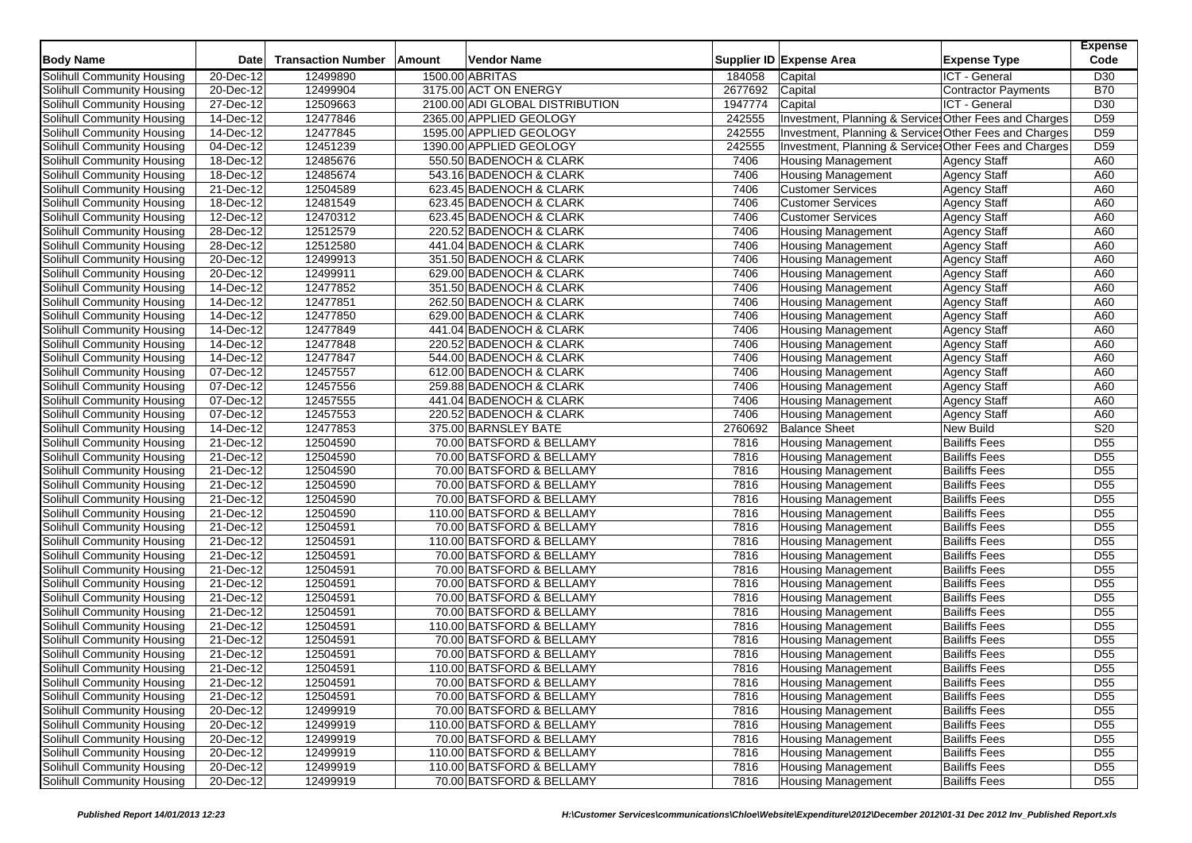| Body Name | Date | Transaction Number | Amount | Vendor Name | Supplier ID | Expense Area | Expense Type | Expense Code |
|---|---|---|---|---|---|---|---|---|
| Solihull Community Housing | 20-Dec-12 | 12499890 | 1500.00 | ABRITAS | 184058 | Capital | ICT - General | D30 |
| Solihull Community Housing | 20-Dec-12 | 12499904 | 3175.00 | ACT ON ENERGY | 2677692 | Capital | Contractor Payments | B70 |
| Solihull Community Housing | 27-Dec-12 | 12509663 | 2100.00 | ADI GLOBAL DISTRIBUTION | 1947774 | Capital | ICT - General | D30 |
| Solihull Community Housing | 14-Dec-12 | 12477846 | 2365.00 | APPLIED GEOLOGY | 242555 | Investment, Planning & Services | Other Fees and Charges | D59 |
| Solihull Community Housing | 14-Dec-12 | 12477845 | 1595.00 | APPLIED GEOLOGY | 242555 | Investment, Planning & Services | Other Fees and Charges | D59 |
| Solihull Community Housing | 04-Dec-12 | 12451239 | 1390.00 | APPLIED GEOLOGY | 242555 | Investment, Planning & Services | Other Fees and Charges | D59 |
| Solihull Community Housing | 18-Dec-12 | 12485676 | 550.50 | BADENOCH & CLARK | 7406 | Housing Management | Agency Staff | A60 |
| Solihull Community Housing | 18-Dec-12 | 12485674 | 543.16 | BADENOCH & CLARK | 7406 | Housing Management | Agency Staff | A60 |
| Solihull Community Housing | 21-Dec-12 | 12504589 | 623.45 | BADENOCH & CLARK | 7406 | Customer Services | Agency Staff | A60 |
| Solihull Community Housing | 18-Dec-12 | 12481549 | 623.45 | BADENOCH & CLARK | 7406 | Customer Services | Agency Staff | A60 |
| Solihull Community Housing | 12-Dec-12 | 12470312 | 623.45 | BADENOCH & CLARK | 7406 | Customer Services | Agency Staff | A60 |
| Solihull Community Housing | 28-Dec-12 | 12512579 | 220.52 | BADENOCH & CLARK | 7406 | Housing Management | Agency Staff | A60 |
| Solihull Community Housing | 28-Dec-12 | 12512580 | 441.04 | BADENOCH & CLARK | 7406 | Housing Management | Agency Staff | A60 |
| Solihull Community Housing | 20-Dec-12 | 12499913 | 351.50 | BADENOCH & CLARK | 7406 | Housing Management | Agency Staff | A60 |
| Solihull Community Housing | 20-Dec-12 | 12499911 | 629.00 | BADENOCH & CLARK | 7406 | Housing Management | Agency Staff | A60 |
| Solihull Community Housing | 14-Dec-12 | 12477852 | 351.50 | BADENOCH & CLARK | 7406 | Housing Management | Agency Staff | A60 |
| Solihull Community Housing | 14-Dec-12 | 12477851 | 262.50 | BADENOCH & CLARK | 7406 | Housing Management | Agency Staff | A60 |
| Solihull Community Housing | 14-Dec-12 | 12477850 | 629.00 | BADENOCH & CLARK | 7406 | Housing Management | Agency Staff | A60 |
| Solihull Community Housing | 14-Dec-12 | 12477849 | 441.04 | BADENOCH & CLARK | 7406 | Housing Management | Agency Staff | A60 |
| Solihull Community Housing | 14-Dec-12 | 12477848 | 220.52 | BADENOCH & CLARK | 7406 | Housing Management | Agency Staff | A60 |
| Solihull Community Housing | 14-Dec-12 | 12477847 | 544.00 | BADENOCH & CLARK | 7406 | Housing Management | Agency Staff | A60 |
| Solihull Community Housing | 07-Dec-12 | 12457557 | 612.00 | BADENOCH & CLARK | 7406 | Housing Management | Agency Staff | A60 |
| Solihull Community Housing | 07-Dec-12 | 12457556 | 259.88 | BADENOCH & CLARK | 7406 | Housing Management | Agency Staff | A60 |
| Solihull Community Housing | 07-Dec-12 | 12457555 | 441.04 | BADENOCH & CLARK | 7406 | Housing Management | Agency Staff | A60 |
| Solihull Community Housing | 07-Dec-12 | 12457553 | 220.52 | BADENOCH & CLARK | 7406 | Housing Management | Agency Staff | A60 |
| Solihull Community Housing | 14-Dec-12 | 12477853 | 375.00 | BARNSLEY BATE | 2760692 | Balance Sheet | New Build | S20 |
| Solihull Community Housing | 21-Dec-12 | 12504590 | 70.00 | BATSFORD & BELLAMY | 7816 | Housing Management | Bailiffs Fees | D55 |
| Solihull Community Housing | 21-Dec-12 | 12504590 | 70.00 | BATSFORD & BELLAMY | 7816 | Housing Management | Bailiffs Fees | D55 |
| Solihull Community Housing | 21-Dec-12 | 12504590 | 70.00 | BATSFORD & BELLAMY | 7816 | Housing Management | Bailiffs Fees | D55 |
| Solihull Community Housing | 21-Dec-12 | 12504590 | 70.00 | BATSFORD & BELLAMY | 7816 | Housing Management | Bailiffs Fees | D55 |
| Solihull Community Housing | 21-Dec-12 | 12504590 | 70.00 | BATSFORD & BELLAMY | 7816 | Housing Management | Bailiffs Fees | D55 |
| Solihull Community Housing | 21-Dec-12 | 12504590 | 110.00 | BATSFORD & BELLAMY | 7816 | Housing Management | Bailiffs Fees | D55 |
| Solihull Community Housing | 21-Dec-12 | 12504591 | 70.00 | BATSFORD & BELLAMY | 7816 | Housing Management | Bailiffs Fees | D55 |
| Solihull Community Housing | 21-Dec-12 | 12504591 | 110.00 | BATSFORD & BELLAMY | 7816 | Housing Management | Bailiffs Fees | D55 |
| Solihull Community Housing | 21-Dec-12 | 12504591 | 70.00 | BATSFORD & BELLAMY | 7816 | Housing Management | Bailiffs Fees | D55 |
| Solihull Community Housing | 21-Dec-12 | 12504591 | 70.00 | BATSFORD & BELLAMY | 7816 | Housing Management | Bailiffs Fees | D55 |
| Solihull Community Housing | 21-Dec-12 | 12504591 | 70.00 | BATSFORD & BELLAMY | 7816 | Housing Management | Bailiffs Fees | D55 |
| Solihull Community Housing | 21-Dec-12 | 12504591 | 70.00 | BATSFORD & BELLAMY | 7816 | Housing Management | Bailiffs Fees | D55 |
| Solihull Community Housing | 21-Dec-12 | 12504591 | 70.00 | BATSFORD & BELLAMY | 7816 | Housing Management | Bailiffs Fees | D55 |
| Solihull Community Housing | 21-Dec-12 | 12504591 | 110.00 | BATSFORD & BELLAMY | 7816 | Housing Management | Bailiffs Fees | D55 |
| Solihull Community Housing | 21-Dec-12 | 12504591 | 70.00 | BATSFORD & BELLAMY | 7816 | Housing Management | Bailiffs Fees | D55 |
| Solihull Community Housing | 21-Dec-12 | 12504591 | 70.00 | BATSFORD & BELLAMY | 7816 | Housing Management | Bailiffs Fees | D55 |
| Solihull Community Housing | 21-Dec-12 | 12504591 | 110.00 | BATSFORD & BELLAMY | 7816 | Housing Management | Bailiffs Fees | D55 |
| Solihull Community Housing | 21-Dec-12 | 12504591 | 70.00 | BATSFORD & BELLAMY | 7816 | Housing Management | Bailiffs Fees | D55 |
| Solihull Community Housing | 21-Dec-12 | 12504591 | 70.00 | BATSFORD & BELLAMY | 7816 | Housing Management | Bailiffs Fees | D55 |
| Solihull Community Housing | 20-Dec-12 | 12499919 | 70.00 | BATSFORD & BELLAMY | 7816 | Housing Management | Bailiffs Fees | D55 |
| Solihull Community Housing | 20-Dec-12 | 12499919 | 110.00 | BATSFORD & BELLAMY | 7816 | Housing Management | Bailiffs Fees | D55 |
| Solihull Community Housing | 20-Dec-12 | 12499919 | 70.00 | BATSFORD & BELLAMY | 7816 | Housing Management | Bailiffs Fees | D55 |
| Solihull Community Housing | 20-Dec-12 | 12499919 | 110.00 | BATSFORD & BELLAMY | 7816 | Housing Management | Bailiffs Fees | D55 |
| Solihull Community Housing | 20-Dec-12 | 12499919 | 110.00 | BATSFORD & BELLAMY | 7816 | Housing Management | Bailiffs Fees | D55 |
| Solihull Community Housing | 20-Dec-12 | 12499919 | 70.00 | BATSFORD & BELLAMY | 7816 | Housing Management | Bailiffs Fees | D55 |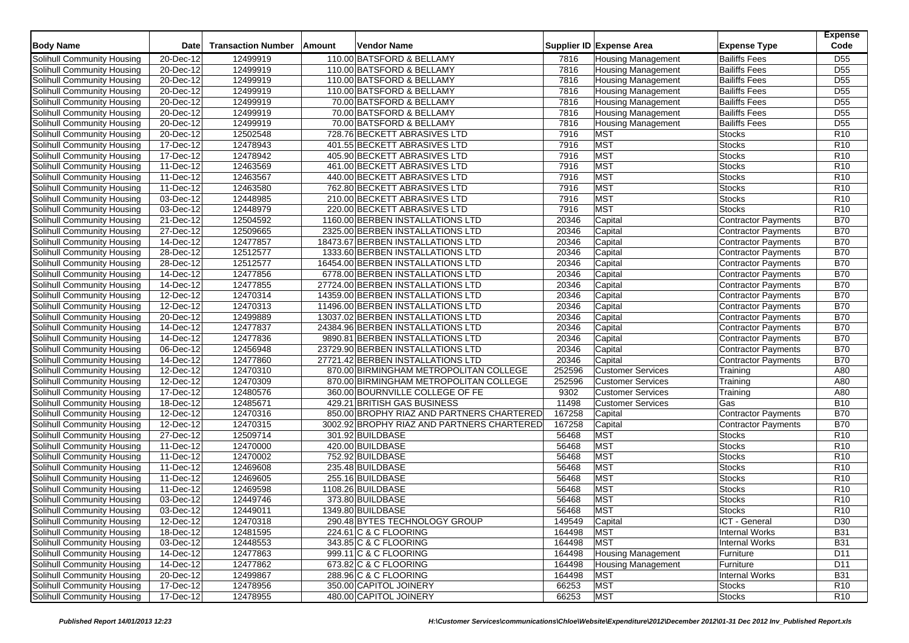| Body Name | Date | Transaction Number | Amount | Vendor Name | Supplier ID | Expense Area | Expense Type | Expense Code |
|---|---|---|---|---|---|---|---|---|
| Solihull Community Housing | 20-Dec-12 | 12499919 | 110.00 | BATSFORD & BELLAMY | 7816 | Housing Management | Bailiffs Fees | D55 |
| Solihull Community Housing | 20-Dec-12 | 12499919 | 110.00 | BATSFORD & BELLAMY | 7816 | Housing Management | Bailiffs Fees | D55 |
| Solihull Community Housing | 20-Dec-12 | 12499919 | 110.00 | BATSFORD & BELLAMY | 7816 | Housing Management | Bailiffs Fees | D55 |
| Solihull Community Housing | 20-Dec-12 | 12499919 | 110.00 | BATSFORD & BELLAMY | 7816 | Housing Management | Bailiffs Fees | D55 |
| Solihull Community Housing | 20-Dec-12 | 12499919 | 70.00 | BATSFORD & BELLAMY | 7816 | Housing Management | Bailiffs Fees | D55 |
| Solihull Community Housing | 20-Dec-12 | 12499919 | 70.00 | BATSFORD & BELLAMY | 7816 | Housing Management | Bailiffs Fees | D55 |
| Solihull Community Housing | 20-Dec-12 | 12499919 | 70.00 | BATSFORD & BELLAMY | 7816 | Housing Management | Bailiffs Fees | D55 |
| Solihull Community Housing | 20-Dec-12 | 12502548 | 728.76 | BECKETT ABRASIVES LTD | 7916 | MST | Stocks | R10 |
| Solihull Community Housing | 17-Dec-12 | 12478943 | 401.55 | BECKETT ABRASIVES LTD | 7916 | MST | Stocks | R10 |
| Solihull Community Housing | 17-Dec-12 | 12478942 | 405.90 | BECKETT ABRASIVES LTD | 7916 | MST | Stocks | R10 |
| Solihull Community Housing | 11-Dec-12 | 12463569 | 461.00 | BECKETT ABRASIVES LTD | 7916 | MST | Stocks | R10 |
| Solihull Community Housing | 11-Dec-12 | 12463567 | 440.00 | BECKETT ABRASIVES LTD | 7916 | MST | Stocks | R10 |
| Solihull Community Housing | 11-Dec-12 | 12463580 | 762.80 | BECKETT ABRASIVES LTD | 7916 | MST | Stocks | R10 |
| Solihull Community Housing | 03-Dec-12 | 12448985 | 210.00 | BECKETT ABRASIVES LTD | 7916 | MST | Stocks | R10 |
| Solihull Community Housing | 03-Dec-12 | 12448979 | 220.00 | BECKETT ABRASIVES LTD | 7916 | MST | Stocks | R10 |
| Solihull Community Housing | 21-Dec-12 | 12504592 | 1160.00 | BERBEN INSTALLATIONS LTD | 20346 | Capital | Contractor Payments | B70 |
| Solihull Community Housing | 27-Dec-12 | 12509665 | 2325.00 | BERBEN INSTALLATIONS LTD | 20346 | Capital | Contractor Payments | B70 |
| Solihull Community Housing | 14-Dec-12 | 12477857 | 18473.67 | BERBEN INSTALLATIONS LTD | 20346 | Capital | Contractor Payments | B70 |
| Solihull Community Housing | 28-Dec-12 | 12512577 | 1333.60 | BERBEN INSTALLATIONS LTD | 20346 | Capital | Contractor Payments | B70 |
| Solihull Community Housing | 28-Dec-12 | 12512577 | 16454.00 | BERBEN INSTALLATIONS LTD | 20346 | Capital | Contractor Payments | B70 |
| Solihull Community Housing | 14-Dec-12 | 12477856 | 6778.00 | BERBEN INSTALLATIONS LTD | 20346 | Capital | Contractor Payments | B70 |
| Solihull Community Housing | 14-Dec-12 | 12477855 | 27724.00 | BERBEN INSTALLATIONS LTD | 20346 | Capital | Contractor Payments | B70 |
| Solihull Community Housing | 12-Dec-12 | 12470314 | 14359.00 | BERBEN INSTALLATIONS LTD | 20346 | Capital | Contractor Payments | B70 |
| Solihull Community Housing | 12-Dec-12 | 12470313 | 11496.00 | BERBEN INSTALLATIONS LTD | 20346 | Capital | Contractor Payments | B70 |
| Solihull Community Housing | 20-Dec-12 | 12499889 | 13037.02 | BERBEN INSTALLATIONS LTD | 20346 | Capital | Contractor Payments | B70 |
| Solihull Community Housing | 14-Dec-12 | 12477837 | 24384.96 | BERBEN INSTALLATIONS LTD | 20346 | Capital | Contractor Payments | B70 |
| Solihull Community Housing | 14-Dec-12 | 12477836 | 9890.81 | BERBEN INSTALLATIONS LTD | 20346 | Capital | Contractor Payments | B70 |
| Solihull Community Housing | 06-Dec-12 | 12456948 | 23729.90 | BERBEN INSTALLATIONS LTD | 20346 | Capital | Contractor Payments | B70 |
| Solihull Community Housing | 14-Dec-12 | 12477860 | 27721.42 | BERBEN INSTALLATIONS LTD | 20346 | Capital | Contractor Payments | B70 |
| Solihull Community Housing | 12-Dec-12 | 12470310 | 870.00 | BIRMINGHAM METROPOLITAN COLLEGE | 252596 | Customer Services | Training | A80 |
| Solihull Community Housing | 12-Dec-12 | 12470309 | 870.00 | BIRMINGHAM METROPOLITAN COLLEGE | 252596 | Customer Services | Training | A80 |
| Solihull Community Housing | 17-Dec-12 | 12480576 | 360.00 | BOURNVILLE COLLEGE OF FE | 9302 | Customer Services | Training | A80 |
| Solihull Community Housing | 18-Dec-12 | 12485671 | 429.21 | BRITISH GAS BUSINESS | 11498 | Customer Services | Gas | B10 |
| Solihull Community Housing | 12-Dec-12 | 12470316 | 850.00 | BROPHY RIAZ AND PARTNERS CHARTERED | 167258 | Capital | Contractor Payments | B70 |
| Solihull Community Housing | 12-Dec-12 | 12470315 | 3002.92 | BROPHY RIAZ AND PARTNERS CHARTERED | 167258 | Capital | Contractor Payments | B70 |
| Solihull Community Housing | 27-Dec-12 | 12509714 | 301.92 | BUILDBASE | 56468 | MST | Stocks | R10 |
| Solihull Community Housing | 11-Dec-12 | 12470000 | 420.00 | BUILDBASE | 56468 | MST | Stocks | R10 |
| Solihull Community Housing | 11-Dec-12 | 12470002 | 752.92 | BUILDBASE | 56468 | MST | Stocks | R10 |
| Solihull Community Housing | 11-Dec-12 | 12469608 | 235.48 | BUILDBASE | 56468 | MST | Stocks | R10 |
| Solihull Community Housing | 11-Dec-12 | 12469605 | 255.16 | BUILDBASE | 56468 | MST | Stocks | R10 |
| Solihull Community Housing | 11-Dec-12 | 12469598 | 1108.26 | BUILDBASE | 56468 | MST | Stocks | R10 |
| Solihull Community Housing | 03-Dec-12 | 12449746 | 373.80 | BUILDBASE | 56468 | MST | Stocks | R10 |
| Solihull Community Housing | 03-Dec-12 | 12449011 | 1349.80 | BUILDBASE | 56468 | MST | Stocks | R10 |
| Solihull Community Housing | 12-Dec-12 | 12470318 | 290.48 | BYTES TECHNOLOGY GROUP | 149549 | Capital | ICT - General | D30 |
| Solihull Community Housing | 18-Dec-12 | 12481595 | 224.61 | C & C FLOORING | 164498 | MST | Internal Works | B31 |
| Solihull Community Housing | 03-Dec-12 | 12448553 | 343.85 | C & C FLOORING | 164498 | MST | Internal Works | B31 |
| Solihull Community Housing | 14-Dec-12 | 12477863 | 999.11 | C & C FLOORING | 164498 | Housing Management | Furniture | D11 |
| Solihull Community Housing | 14-Dec-12 | 12477862 | 673.82 | C & C FLOORING | 164498 | Housing Management | Furniture | D11 |
| Solihull Community Housing | 20-Dec-12 | 12499867 | 288.96 | C & C FLOORING | 164498 | MST | Internal Works | B31 |
| Solihull Community Housing | 17-Dec-12 | 12478956 | 350.00 | CAPITOL JOINERY | 66253 | MST | Stocks | R10 |
| Solihull Community Housing | 17-Dec-12 | 12478955 | 480.00 | CAPITOL JOINERY | 66253 | MST | Stocks | R10 |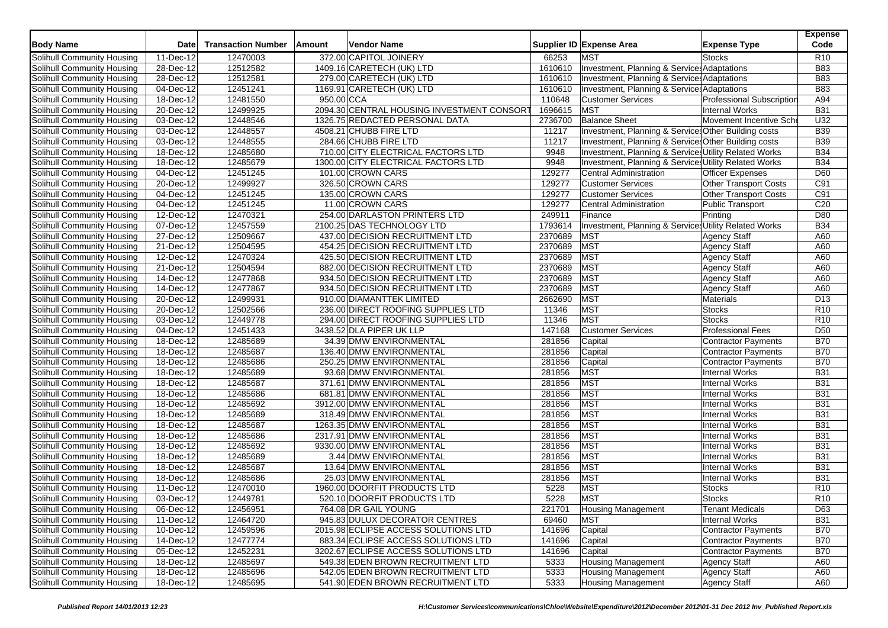| Body Name | Date | Transaction Number | Amount | Vendor Name | Supplier ID | Expense Area | Expense Type | Expense Code |
|---|---|---|---|---|---|---|---|---|
| Solihull Community Housing | 11-Dec-12 | 12470003 | 372.00 | CAPITOL JOINERY | 66253 | MST | Stocks | R10 |
| Solihull Community Housing | 28-Dec-12 | 12512582 | 1409.16 | CARETECH (UK) LTD | 1610610 | Investment, Planning & Services | Adaptations | B83 |
| Solihull Community Housing | 28-Dec-12 | 12512581 | 279.00 | CARETECH (UK) LTD | 1610610 | Investment, Planning & Services | Adaptations | B83 |
| Solihull Community Housing | 04-Dec-12 | 12451241 | 1169.91 | CARETECH (UK) LTD | 1610610 | Investment, Planning & Services | Adaptations | B83 |
| Solihull Community Housing | 18-Dec-12 | 12481550 | 950.00 | CCA | 110648 | Customer Services | Professional Subscription | A94 |
| Solihull Community Housing | 20-Dec-12 | 12499925 | 2094.30 | CENTRAL HOUSING INVESTMENT CONSORT | 1696615 | MST | Internal Works | B31 |
| Solihull Community Housing | 03-Dec-12 | 12448546 | 1326.75 | REDACTED PERSONAL DATA | 2736700 | Balance Sheet | Movement Incentive Sche | U32 |
| Solihull Community Housing | 03-Dec-12 | 12448557 | 4508.21 | CHUBB FIRE LTD | 11217 | Investment, Planning & Services | Other Building costs | B39 |
| Solihull Community Housing | 03-Dec-12 | 12448555 | 284.66 | CHUBB FIRE LTD | 11217 | Investment, Planning & Services | Other Building costs | B39 |
| Solihull Community Housing | 18-Dec-12 | 12485680 | 710.00 | CITY ELECTRICAL FACTORS LTD | 9948 | Investment, Planning & Services | Utility Related Works | B34 |
| Solihull Community Housing | 18-Dec-12 | 12485679 | 1300.00 | CITY ELECTRICAL FACTORS LTD | 9948 | Investment, Planning & Services | Utility Related Works | B34 |
| Solihull Community Housing | 04-Dec-12 | 12451245 | 101.00 | CROWN CARS | 129277 | Central Administration | Officer Expenses | D60 |
| Solihull Community Housing | 20-Dec-12 | 12499927 | 326.50 | CROWN CARS | 129277 | Customer Services | Other Transport Costs | C91 |
| Solihull Community Housing | 04-Dec-12 | 12451245 | 135.00 | CROWN CARS | 129277 | Customer Services | Other Transport Costs | C91 |
| Solihull Community Housing | 04-Dec-12 | 12451245 | 11.00 | CROWN CARS | 129277 | Central Administration | Public Transport | C20 |
| Solihull Community Housing | 12-Dec-12 | 12470321 | 254.00 | DARLASTON PRINTERS LTD | 249911 | Finance | Printing | D80 |
| Solihull Community Housing | 07-Dec-12 | 12457559 | 2100.25 | DAS TECHNOLOGY LTD | 1793614 | Investment, Planning & Services | Utility Related Works | B34 |
| Solihull Community Housing | 27-Dec-12 | 12509667 | 437.00 | DECISION RECRUITMENT LTD | 2370689 | MST | Agency Staff | A60 |
| Solihull Community Housing | 21-Dec-12 | 12504595 | 454.25 | DECISION RECRUITMENT LTD | 2370689 | MST | Agency Staff | A60 |
| Solihull Community Housing | 12-Dec-12 | 12470324 | 425.50 | DECISION RECRUITMENT LTD | 2370689 | MST | Agency Staff | A60 |
| Solihull Community Housing | 21-Dec-12 | 12504594 | 882.00 | DECISION RECRUITMENT LTD | 2370689 | MST | Agency Staff | A60 |
| Solihull Community Housing | 14-Dec-12 | 12477868 | 934.50 | DECISION RECRUITMENT LTD | 2370689 | MST | Agency Staff | A60 |
| Solihull Community Housing | 14-Dec-12 | 12477867 | 934.50 | DECISION RECRUITMENT LTD | 2370689 | MST | Agency Staff | A60 |
| Solihull Community Housing | 20-Dec-12 | 12499931 | 910.00 | DIAMANTTEK LIMITED | 2662690 | MST | Materials | D13 |
| Solihull Community Housing | 20-Dec-12 | 12502566 | 236.00 | DIRECT ROOFING SUPPLIES LTD | 11346 | MST | Stocks | R10 |
| Solihull Community Housing | 03-Dec-12 | 12449778 | 294.00 | DIRECT ROOFING SUPPLIES LTD | 11346 | MST | Stocks | R10 |
| Solihull Community Housing | 04-Dec-12 | 12451433 | 3438.52 | DLA PIPER UK LLP | 147168 | Customer Services | Professional Fees | D50 |
| Solihull Community Housing | 18-Dec-12 | 12485689 | 34.39 | DMW ENVIRONMENTAL | 281856 | Capital | Contractor Payments | B70 |
| Solihull Community Housing | 18-Dec-12 | 12485687 | 136.40 | DMW ENVIRONMENTAL | 281856 | Capital | Contractor Payments | B70 |
| Solihull Community Housing | 18-Dec-12 | 12485686 | 250.25 | DMW ENVIRONMENTAL | 281856 | Capital | Contractor Payments | B70 |
| Solihull Community Housing | 18-Dec-12 | 12485689 | 93.68 | DMW ENVIRONMENTAL | 281856 | MST | Internal Works | B31 |
| Solihull Community Housing | 18-Dec-12 | 12485687 | 371.61 | DMW ENVIRONMENTAL | 281856 | MST | Internal Works | B31 |
| Solihull Community Housing | 18-Dec-12 | 12485686 | 681.81 | DMW ENVIRONMENTAL | 281856 | MST | Internal Works | B31 |
| Solihull Community Housing | 18-Dec-12 | 12485692 | 3912.00 | DMW ENVIRONMENTAL | 281856 | MST | Internal Works | B31 |
| Solihull Community Housing | 18-Dec-12 | 12485689 | 318.49 | DMW ENVIRONMENTAL | 281856 | MST | Internal Works | B31 |
| Solihull Community Housing | 18-Dec-12 | 12485687 | 1263.35 | DMW ENVIRONMENTAL | 281856 | MST | Internal Works | B31 |
| Solihull Community Housing | 18-Dec-12 | 12485686 | 2317.91 | DMW ENVIRONMENTAL | 281856 | MST | Internal Works | B31 |
| Solihull Community Housing | 18-Dec-12 | 12485692 | 9330.00 | DMW ENVIRONMENTAL | 281856 | MST | Internal Works | B31 |
| Solihull Community Housing | 18-Dec-12 | 12485689 | 3.44 | DMW ENVIRONMENTAL | 281856 | MST | Internal Works | B31 |
| Solihull Community Housing | 18-Dec-12 | 12485687 | 13.64 | DMW ENVIRONMENTAL | 281856 | MST | Internal Works | B31 |
| Solihull Community Housing | 18-Dec-12 | 12485686 | 25.03 | DMW ENVIRONMENTAL | 281856 | MST | Internal Works | B31 |
| Solihull Community Housing | 11-Dec-12 | 12470010 | 1960.00 | DOORFIT PRODUCTS LTD | 5228 | MST | Stocks | R10 |
| Solihull Community Housing | 03-Dec-12 | 12449781 | 520.10 | DOORFIT PRODUCTS LTD | 5228 | MST | Stocks | R10 |
| Solihull Community Housing | 06-Dec-12 | 12456951 | 764.08 | DR GAIL YOUNG | 221701 | Housing Management | Tenant Medicals | D63 |
| Solihull Community Housing | 11-Dec-12 | 12464720 | 945.83 | DULUX DECORATOR CENTRES | 69460 | MST | Internal Works | B31 |
| Solihull Community Housing | 10-Dec-12 | 12459596 | 2015.98 | ECLIPSE ACCESS SOLUTIONS LTD | 141696 | Capital | Contractor Payments | B70 |
| Solihull Community Housing | 14-Dec-12 | 12477774 | 883.34 | ECLIPSE ACCESS SOLUTIONS LTD | 141696 | Capital | Contractor Payments | B70 |
| Solihull Community Housing | 05-Dec-12 | 12452231 | 3202.67 | ECLIPSE ACCESS SOLUTIONS LTD | 141696 | Capital | Contractor Payments | B70 |
| Solihull Community Housing | 18-Dec-12 | 12485697 | 549.38 | EDEN BROWN RECRUITMENT LTD | 5333 | Housing Management | Agency Staff | A60 |
| Solihull Community Housing | 18-Dec-12 | 12485696 | 542.05 | EDEN BROWN RECRUITMENT LTD | 5333 | Housing Management | Agency Staff | A60 |
| Solihull Community Housing | 18-Dec-12 | 12485695 | 541.90 | EDEN BROWN RECRUITMENT LTD | 5333 | Housing Management | Agency Staff | A60 |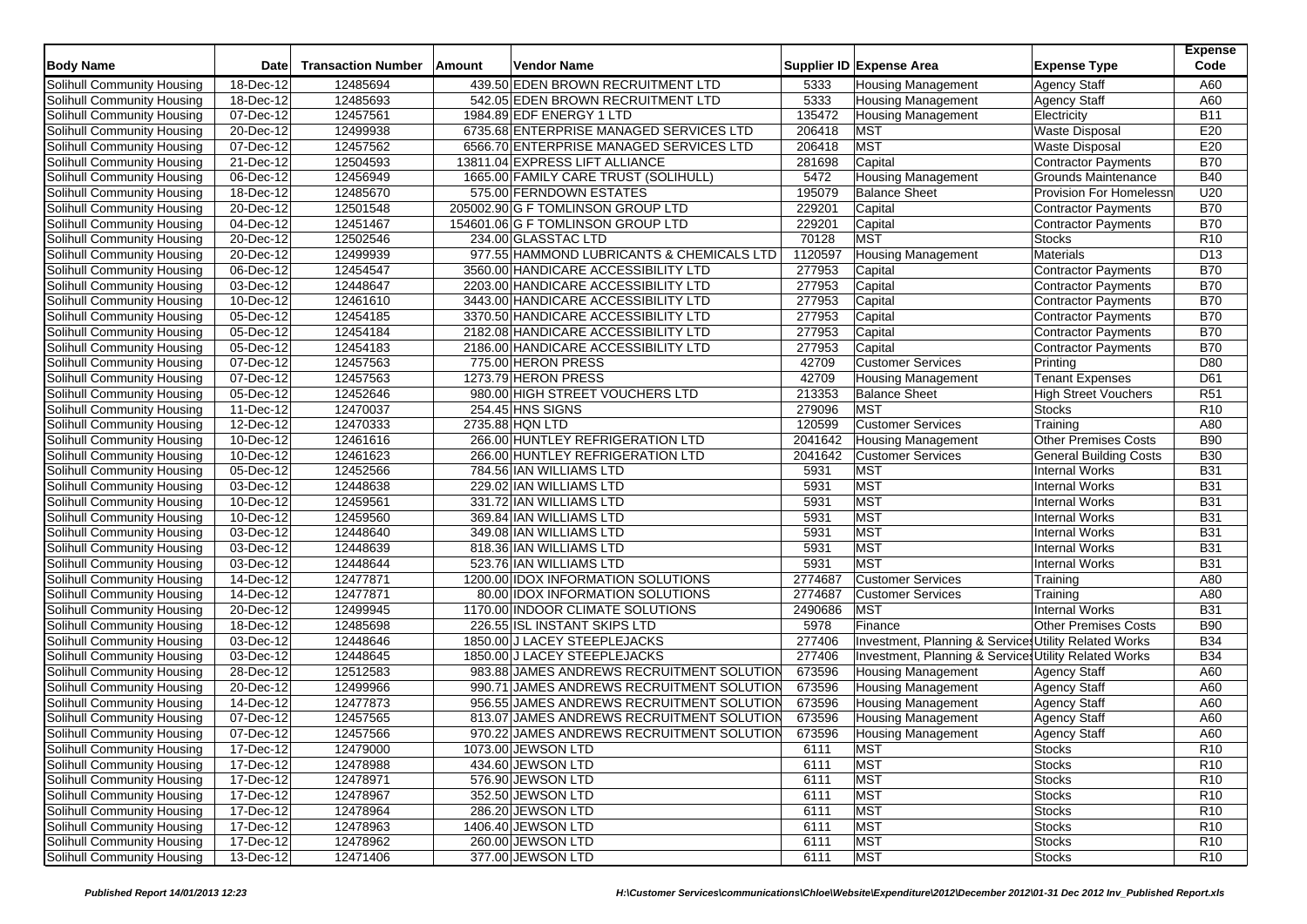| Body Name | Date | Transaction Number | Amount | Vendor Name | Supplier ID | Expense Area | Expense Type | Expense Code |
|---|---|---|---|---|---|---|---|---|
| Solihull Community Housing | 18-Dec-12 | 12485694 | 439.50 | EDEN BROWN RECRUITMENT LTD | 5333 | Housing Management | Agency Staff | A60 |
| Solihull Community Housing | 18-Dec-12 | 12485693 | 542.05 | EDEN BROWN RECRUITMENT LTD | 5333 | Housing Management | Agency Staff | A60 |
| Solihull Community Housing | 07-Dec-12 | 12457561 | 1984.89 | EDF ENERGY 1 LTD | 135472 | Housing Management | Electricity | B11 |
| Solihull Community Housing | 20-Dec-12 | 12499938 | 6735.68 | ENTERPRISE MANAGED SERVICES LTD | 206418 | MST | Waste Disposal | E20 |
| Solihull Community Housing | 07-Dec-12 | 12457562 | 6566.70 | ENTERPRISE MANAGED SERVICES LTD | 206418 | MST | Waste Disposal | E20 |
| Solihull Community Housing | 21-Dec-12 | 12504593 | 13811.04 | EXPRESS LIFT ALLIANCE | 281698 | Capital | Contractor Payments | B70 |
| Solihull Community Housing | 06-Dec-12 | 12456949 | 1665.00 | FAMILY CARE TRUST (SOLIHULL) | 5472 | Housing Management | Grounds Maintenance | B40 |
| Solihull Community Housing | 18-Dec-12 | 12485670 | 575.00 | FERNDOWN ESTATES | 195079 | Balance Sheet | Provision For Homelessn | U20 |
| Solihull Community Housing | 20-Dec-12 | 12501548 | 205002.90 | G F TOMLINSON GROUP LTD | 229201 | Capital | Contractor Payments | B70 |
| Solihull Community Housing | 04-Dec-12 | 12451467 | 154601.06 | G F TOMLINSON GROUP LTD | 229201 | Capital | Contractor Payments | B70 |
| Solihull Community Housing | 20-Dec-12 | 12502546 | 234.00 | GLASSTAC LTD | 70128 | MST | Stocks | R10 |
| Solihull Community Housing | 20-Dec-12 | 12499939 | 977.55 | HAMMOND LUBRICANTS & CHEMICALS LTD | 1120597 | Housing Management | Materials | D13 |
| Solihull Community Housing | 06-Dec-12 | 12454547 | 3560.00 | HANDICARE ACCESSIBILITY LTD | 277953 | Capital | Contractor Payments | B70 |
| Solihull Community Housing | 03-Dec-12 | 12448647 | 2203.00 | HANDICARE ACCESSIBILITY LTD | 277953 | Capital | Contractor Payments | B70 |
| Solihull Community Housing | 10-Dec-12 | 12461610 | 3443.00 | HANDICARE ACCESSIBILITY LTD | 277953 | Capital | Contractor Payments | B70 |
| Solihull Community Housing | 05-Dec-12 | 12454185 | 3370.50 | HANDICARE ACCESSIBILITY LTD | 277953 | Capital | Contractor Payments | B70 |
| Solihull Community Housing | 05-Dec-12 | 12454184 | 2182.08 | HANDICARE ACCESSIBILITY LTD | 277953 | Capital | Contractor Payments | B70 |
| Solihull Community Housing | 05-Dec-12 | 12454183 | 2186.00 | HANDICARE ACCESSIBILITY LTD | 277953 | Capital | Contractor Payments | B70 |
| Solihull Community Housing | 07-Dec-12 | 12457563 | 775.00 | HERON PRESS | 42709 | Customer Services | Printing | D80 |
| Solihull Community Housing | 07-Dec-12 | 12457563 | 1273.79 | HERON PRESS | 42709 | Housing Management | Tenant Expenses | D61 |
| Solihull Community Housing | 05-Dec-12 | 12452646 | 980.00 | HIGH STREET VOUCHERS LTD | 213353 | Balance Sheet | High Street Vouchers | R51 |
| Solihull Community Housing | 11-Dec-12 | 12470037 | 254.45 | HNS SIGNS | 279096 | MST | Stocks | R10 |
| Solihull Community Housing | 12-Dec-12 | 12470333 | 2735.88 | HQN LTD | 120599 | Customer Services | Training | A80 |
| Solihull Community Housing | 10-Dec-12 | 12461616 | 266.00 | HUNTLEY REFRIGERATION LTD | 2041642 | Housing Management | Other Premises Costs | B90 |
| Solihull Community Housing | 10-Dec-12 | 12461623 | 266.00 | HUNTLEY REFRIGERATION LTD | 2041642 | Customer Services | General Building Costs | B30 |
| Solihull Community Housing | 05-Dec-12 | 12452566 | 784.56 | IAN WILLIAMS LTD | 5931 | MST | Internal Works | B31 |
| Solihull Community Housing | 03-Dec-12 | 12448638 | 229.02 | IAN WILLIAMS LTD | 5931 | MST | Internal Works | B31 |
| Solihull Community Housing | 10-Dec-12 | 12459561 | 331.72 | IAN WILLIAMS LTD | 5931 | MST | Internal Works | B31 |
| Solihull Community Housing | 10-Dec-12 | 12459560 | 369.84 | IAN WILLIAMS LTD | 5931 | MST | Internal Works | B31 |
| Solihull Community Housing | 03-Dec-12 | 12448640 | 349.08 | IAN WILLIAMS LTD | 5931 | MST | Internal Works | B31 |
| Solihull Community Housing | 03-Dec-12 | 12448639 | 818.36 | IAN WILLIAMS LTD | 5931 | MST | Internal Works | B31 |
| Solihull Community Housing | 03-Dec-12 | 12448644 | 523.76 | IAN WILLIAMS LTD | 5931 | MST | Internal Works | B31 |
| Solihull Community Housing | 14-Dec-12 | 12477871 | 1200.00 | IDOX INFORMATION SOLUTIONS | 2774687 | Customer Services | Training | A80 |
| Solihull Community Housing | 14-Dec-12 | 12477871 | 80.00 | IDOX INFORMATION SOLUTIONS | 2774687 | Customer Services | Training | A80 |
| Solihull Community Housing | 20-Dec-12 | 12499945 | 1170.00 | INDOOR CLIMATE SOLUTIONS | 2490686 | MST | Internal Works | B31 |
| Solihull Community Housing | 18-Dec-12 | 12485698 | 226.55 | ISL INSTANT SKIPS LTD | 5978 | Finance | Other Premises Costs | B90 |
| Solihull Community Housing | 03-Dec-12 | 12448646 | 1850.00 | J LACEY STEEPLEJACKS | 277406 | Investment, Planning & Services | Utility Related Works | B34 |
| Solihull Community Housing | 03-Dec-12 | 12448645 | 1850.00 | J LACEY STEEPLEJACKS | 277406 | Investment, Planning & Services | Utility Related Works | B34 |
| Solihull Community Housing | 28-Dec-12 | 12512583 | 983.88 | JAMES ANDREWS RECRUITMENT SOLUTION | 673596 | Housing Management | Agency Staff | A60 |
| Solihull Community Housing | 20-Dec-12 | 12499966 | 990.71 | JAMES ANDREWS RECRUITMENT SOLUTION | 673596 | Housing Management | Agency Staff | A60 |
| Solihull Community Housing | 14-Dec-12 | 12477873 | 956.55 | JAMES ANDREWS RECRUITMENT SOLUTION | 673596 | Housing Management | Agency Staff | A60 |
| Solihull Community Housing | 07-Dec-12 | 12457565 | 813.07 | JAMES ANDREWS RECRUITMENT SOLUTION | 673596 | Housing Management | Agency Staff | A60 |
| Solihull Community Housing | 07-Dec-12 | 12457566 | 970.22 | JAMES ANDREWS RECRUITMENT SOLUTION | 673596 | Housing Management | Agency Staff | A60 |
| Solihull Community Housing | 17-Dec-12 | 12479000 | 1073.00 | JEWSON LTD | 6111 | MST | Stocks | R10 |
| Solihull Community Housing | 17-Dec-12 | 12478988 | 434.60 | JEWSON LTD | 6111 | MST | Stocks | R10 |
| Solihull Community Housing | 17-Dec-12 | 12478971 | 576.90 | JEWSON LTD | 6111 | MST | Stocks | R10 |
| Solihull Community Housing | 17-Dec-12 | 12478967 | 352.50 | JEWSON LTD | 6111 | MST | Stocks | R10 |
| Solihull Community Housing | 17-Dec-12 | 12478964 | 286.20 | JEWSON LTD | 6111 | MST | Stocks | R10 |
| Solihull Community Housing | 17-Dec-12 | 12478963 | 1406.40 | JEWSON LTD | 6111 | MST | Stocks | R10 |
| Solihull Community Housing | 17-Dec-12 | 12478962 | 260.00 | JEWSON LTD | 6111 | MST | Stocks | R10 |
| Solihull Community Housing | 13-Dec-12 | 12471406 | 377.00 | JEWSON LTD | 6111 | MST | Stocks | R10 |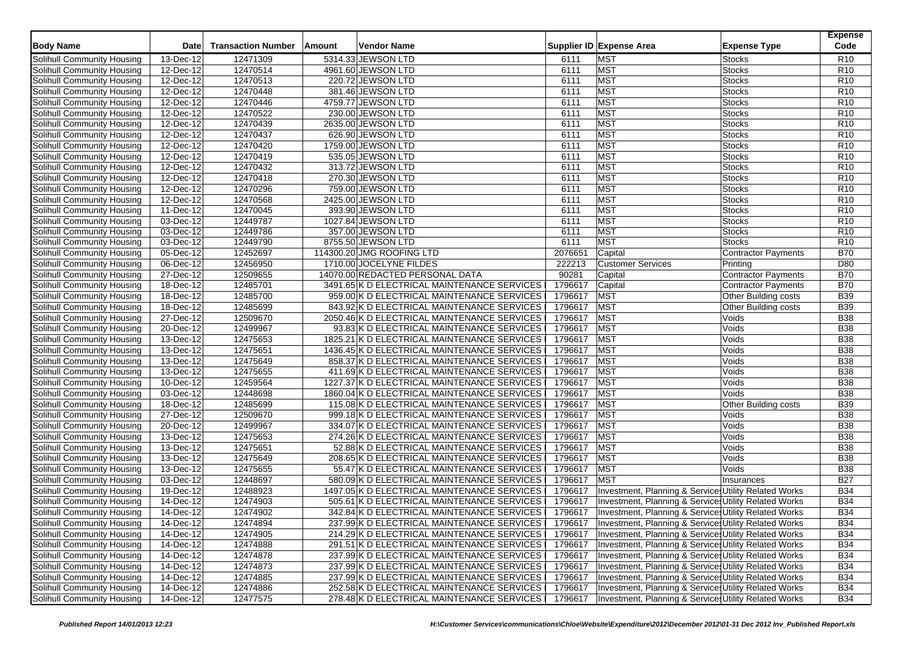| Body Name | Date | Transaction Number | Amount | Vendor Name | Supplier ID | Expense Area | Expense Type | Expense Code |
|---|---|---|---|---|---|---|---|---|
| Solihull Community Housing | 13-Dec-12 | 12471309 | 5314.33 | JEWSON LTD | 6111 | MST | Stocks | R10 |
| Solihull Community Housing | 12-Dec-12 | 12470514 | 4961.60 | JEWSON LTD | 6111 | MST | Stocks | R10 |
| Solihull Community Housing | 12-Dec-12 | 12470513 | 220.72 | JEWSON LTD | 6111 | MST | Stocks | R10 |
| Solihull Community Housing | 12-Dec-12 | 12470448 | 381.46 | JEWSON LTD | 6111 | MST | Stocks | R10 |
| Solihull Community Housing | 12-Dec-12 | 12470446 | 4759.77 | JEWSON LTD | 6111 | MST | Stocks | R10 |
| Solihull Community Housing | 12-Dec-12 | 12470522 | 230.00 | JEWSON LTD | 6111 | MST | Stocks | R10 |
| Solihull Community Housing | 12-Dec-12 | 12470439 | 2635.00 | JEWSON LTD | 6111 | MST | Stocks | R10 |
| Solihull Community Housing | 12-Dec-12 | 12470437 | 626.90 | JEWSON LTD | 6111 | MST | Stocks | R10 |
| Solihull Community Housing | 12-Dec-12 | 12470420 | 1759.00 | JEWSON LTD | 6111 | MST | Stocks | R10 |
| Solihull Community Housing | 12-Dec-12 | 12470419 | 535.05 | JEWSON LTD | 6111 | MST | Stocks | R10 |
| Solihull Community Housing | 12-Dec-12 | 12470432 | 313.72 | JEWSON LTD | 6111 | MST | Stocks | R10 |
| Solihull Community Housing | 12-Dec-12 | 12470418 | 270.30 | JEWSON LTD | 6111 | MST | Stocks | R10 |
| Solihull Community Housing | 12-Dec-12 | 12470296 | 759.00 | JEWSON LTD | 6111 | MST | Stocks | R10 |
| Solihull Community Housing | 12-Dec-12 | 12470568 | 2425.00 | JEWSON LTD | 6111 | MST | Stocks | R10 |
| Solihull Community Housing | 11-Dec-12 | 12470045 | 393.90 | JEWSON LTD | 6111 | MST | Stocks | R10 |
| Solihull Community Housing | 03-Dec-12 | 12449787 | 1027.84 | JEWSON LTD | 6111 | MST | Stocks | R10 |
| Solihull Community Housing | 03-Dec-12 | 12449786 | 357.00 | JEWSON LTD | 6111 | MST | Stocks | R10 |
| Solihull Community Housing | 03-Dec-12 | 12449790 | 8755.50 | JEWSON LTD | 6111 | MST | Stocks | R10 |
| Solihull Community Housing | 05-Dec-12 | 12452697 | 114300.20 | JMG ROOFING LTD | 2076651 | Capital | Contractor Payments | B70 |
| Solihull Community Housing | 06-Dec-12 | 12456950 | 1710.00 | JOCELYNE FILDES | 222213 | Customer Services | Printing | D80 |
| Solihull Community Housing | 27-Dec-12 | 12509655 | 14070.00 | REDACTED PERSONAL DATA | 90281 | Capital | Contractor Payments | B70 |
| Solihull Community Housing | 18-Dec-12 | 12485701 | 3491.65 | K D ELECTRICAL MAINTENANCE SERVICES | 1796617 | Capital | Contractor Payments | B70 |
| Solihull Community Housing | 18-Dec-12 | 12485700 | 959.00 | K D ELECTRICAL MAINTENANCE SERVICES | 1796617 | MST | Other Building costs | B39 |
| Solihull Community Housing | 18-Dec-12 | 12485699 | 843.92 | K D ELECTRICAL MAINTENANCE SERVICES | 1796617 | MST | Other Building costs | B39 |
| Solihull Community Housing | 27-Dec-12 | 12509670 | 2050.46 | K D ELECTRICAL MAINTENANCE SERVICES | 1796617 | MST | Voids | B38 |
| Solihull Community Housing | 20-Dec-12 | 12499967 | 93.83 | K D ELECTRICAL MAINTENANCE SERVICES | 1796617 | MST | Voids | B38 |
| Solihull Community Housing | 13-Dec-12 | 12475653 | 1825.21 | K D ELECTRICAL MAINTENANCE SERVICES | 1796617 | MST | Voids | B38 |
| Solihull Community Housing | 13-Dec-12 | 12475651 | 1436.45 | K D ELECTRICAL MAINTENANCE SERVICES | 1796617 | MST | Voids | B38 |
| Solihull Community Housing | 13-Dec-12 | 12475649 | 858.37 | K D ELECTRICAL MAINTENANCE SERVICES | 1796617 | MST | Voids | B38 |
| Solihull Community Housing | 13-Dec-12 | 12475655 | 411.69 | K D ELECTRICAL MAINTENANCE SERVICES | 1796617 | MST | Voids | B38 |
| Solihull Community Housing | 10-Dec-12 | 12459564 | 1227.37 | K D ELECTRICAL MAINTENANCE SERVICES | 1796617 | MST | Voids | B38 |
| Solihull Community Housing | 03-Dec-12 | 12448698 | 1860.04 | K D ELECTRICAL MAINTENANCE SERVICES | 1796617 | MST | Voids | B38 |
| Solihull Community Housing | 18-Dec-12 | 12485699 | 115.08 | K D ELECTRICAL MAINTENANCE SERVICES | 1796617 | MST | Other Building costs | B39 |
| Solihull Community Housing | 27-Dec-12 | 12509670 | 999.18 | K D ELECTRICAL MAINTENANCE SERVICES | 1796617 | MST | Voids | B38 |
| Solihull Community Housing | 20-Dec-12 | 12499967 | 334.07 | K D ELECTRICAL MAINTENANCE SERVICES | 1796617 | MST | Voids | B38 |
| Solihull Community Housing | 13-Dec-12 | 12475653 | 274.26 | K D ELECTRICAL MAINTENANCE SERVICES | 1796617 | MST | Voids | B38 |
| Solihull Community Housing | 13-Dec-12 | 12475651 | 52.88 | K D ELECTRICAL MAINTENANCE SERVICES | 1796617 | MST | Voids | B38 |
| Solihull Community Housing | 13-Dec-12 | 12475649 | 208.65 | K D ELECTRICAL MAINTENANCE SERVICES | 1796617 | MST | Voids | B38 |
| Solihull Community Housing | 13-Dec-12 | 12475655 | 55.47 | K D ELECTRICAL MAINTENANCE SERVICES | 1796617 | MST | Voids | B38 |
| Solihull Community Housing | 03-Dec-12 | 12448697 | 580.09 | K D ELECTRICAL MAINTENANCE SERVICES | 1796617 | MST | Insurances | B27 |
| Solihull Community Housing | 19-Dec-12 | 12488923 | 1497.05 | K D ELECTRICAL MAINTENANCE SERVICES | 1796617 | Investment, Planning & Services | Utility Related Works | B34 |
| Solihull Community Housing | 14-Dec-12 | 12474903 | 505.61 | K D ELECTRICAL MAINTENANCE SERVICES | 1796617 | Investment, Planning & Services | Utility Related Works | B34 |
| Solihull Community Housing | 14-Dec-12 | 12474902 | 342.84 | K D ELECTRICAL MAINTENANCE SERVICES | 1796617 | Investment, Planning & Services | Utility Related Works | B34 |
| Solihull Community Housing | 14-Dec-12 | 12474894 | 237.99 | K D ELECTRICAL MAINTENANCE SERVICES | 1796617 | Investment, Planning & Services | Utility Related Works | B34 |
| Solihull Community Housing | 14-Dec-12 | 12474905 | 214.29 | K D ELECTRICAL MAINTENANCE SERVICES | 1796617 | Investment, Planning & Services | Utility Related Works | B34 |
| Solihull Community Housing | 14-Dec-12 | 12474888 | 291.51 | K D ELECTRICAL MAINTENANCE SERVICES | 1796617 | Investment, Planning & Services | Utility Related Works | B34 |
| Solihull Community Housing | 14-Dec-12 | 12474878 | 237.99 | K D ELECTRICAL MAINTENANCE SERVICES | 1796617 | Investment, Planning & Services | Utility Related Works | B34 |
| Solihull Community Housing | 14-Dec-12 | 12474873 | 237.99 | K D ELECTRICAL MAINTENANCE SERVICES | 1796617 | Investment, Planning & Services | Utility Related Works | B34 |
| Solihull Community Housing | 14-Dec-12 | 12474885 | 237.99 | K D ELECTRICAL MAINTENANCE SERVICES | 1796617 | Investment, Planning & Services | Utility Related Works | B34 |
| Solihull Community Housing | 14-Dec-12 | 12474886 | 252.58 | K D ELECTRICAL MAINTENANCE SERVICES | 1796617 | Investment, Planning & Services | Utility Related Works | B34 |
| Solihull Community Housing | 14-Dec-12 | 12477575 | 278.48 | K D ELECTRICAL MAINTENANCE SERVICES | 1796617 | Investment, Planning & Services | Utility Related Works | B34 |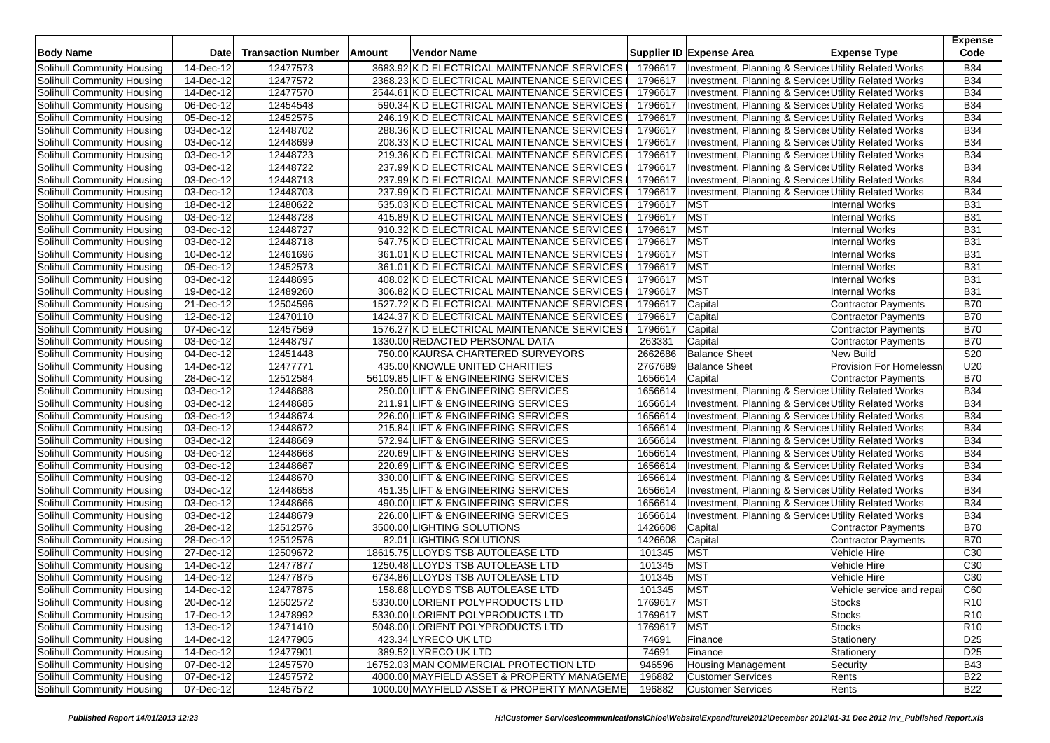| Body Name | Date | Transaction Number | Amount | Vendor Name | Supplier ID | Expense Area | Expense Type | Expense Code |
|---|---|---|---|---|---|---|---|---|
| Solihull Community Housing | 14-Dec-12 | 12477573 | 3683.92 | K D ELECTRICAL MAINTENANCE SERVICES | 1796617 | Investment, Planning & Services | Utility Related Works | B34 |
| Solihull Community Housing | 14-Dec-12 | 12477572 | 2368.23 | K D ELECTRICAL MAINTENANCE SERVICES | 1796617 | Investment, Planning & Services | Utility Related Works | B34 |
| Solihull Community Housing | 14-Dec-12 | 12477570 | 2544.61 | K D ELECTRICAL MAINTENANCE SERVICES | 1796617 | Investment, Planning & Services | Utility Related Works | B34 |
| Solihull Community Housing | 06-Dec-12 | 12454548 | 590.34 | K D ELECTRICAL MAINTENANCE SERVICES | 1796617 | Investment, Planning & Services | Utility Related Works | B34 |
| Solihull Community Housing | 05-Dec-12 | 12452575 | 246.19 | K D ELECTRICAL MAINTENANCE SERVICES | 1796617 | Investment, Planning & Services | Utility Related Works | B34 |
| Solihull Community Housing | 03-Dec-12 | 12448702 | 288.36 | K D ELECTRICAL MAINTENANCE SERVICES | 1796617 | Investment, Planning & Services | Utility Related Works | B34 |
| Solihull Community Housing | 03-Dec-12 | 12448699 | 208.33 | K D ELECTRICAL MAINTENANCE SERVICES | 1796617 | Investment, Planning & Services | Utility Related Works | B34 |
| Solihull Community Housing | 03-Dec-12 | 12448723 | 219.36 | K D ELECTRICAL MAINTENANCE SERVICES | 1796617 | Investment, Planning & Services | Utility Related Works | B34 |
| Solihull Community Housing | 03-Dec-12 | 12448722 | 237.99 | K D ELECTRICAL MAINTENANCE SERVICES | 1796617 | Investment, Planning & Services | Utility Related Works | B34 |
| Solihull Community Housing | 03-Dec-12 | 12448713 | 237.99 | K D ELECTRICAL MAINTENANCE SERVICES | 1796617 | Investment, Planning & Services | Utility Related Works | B34 |
| Solihull Community Housing | 03-Dec-12 | 12448703 | 237.99 | K D ELECTRICAL MAINTENANCE SERVICES | 1796617 | Investment, Planning & Services | Utility Related Works | B34 |
| Solihull Community Housing | 18-Dec-12 | 12480622 | 535.03 | K D ELECTRICAL MAINTENANCE SERVICES | 1796617 | MST | Internal Works | B31 |
| Solihull Community Housing | 03-Dec-12 | 12448728 | 415.89 | K D ELECTRICAL MAINTENANCE SERVICES | 1796617 | MST | Internal Works | B31 |
| Solihull Community Housing | 03-Dec-12 | 12448727 | 910.32 | K D ELECTRICAL MAINTENANCE SERVICES | 1796617 | MST | Internal Works | B31 |
| Solihull Community Housing | 03-Dec-12 | 12448718 | 547.75 | K D ELECTRICAL MAINTENANCE SERVICES | 1796617 | MST | Internal Works | B31 |
| Solihull Community Housing | 10-Dec-12 | 12461696 | 361.01 | K D ELECTRICAL MAINTENANCE SERVICES | 1796617 | MST | Internal Works | B31 |
| Solihull Community Housing | 05-Dec-12 | 12452573 | 361.01 | K D ELECTRICAL MAINTENANCE SERVICES | 1796617 | MST | Internal Works | B31 |
| Solihull Community Housing | 03-Dec-12 | 12448695 | 408.02 | K D ELECTRICAL MAINTENANCE SERVICES | 1796617 | MST | Internal Works | B31 |
| Solihull Community Housing | 19-Dec-12 | 12489260 | 306.82 | K D ELECTRICAL MAINTENANCE SERVICES | 1796617 | MST | Internal Works | B31 |
| Solihull Community Housing | 21-Dec-12 | 12504596 | 1527.72 | K D ELECTRICAL MAINTENANCE SERVICES | 1796617 | Capital | Contractor Payments | B70 |
| Solihull Community Housing | 12-Dec-12 | 12470110 | 1424.37 | K D ELECTRICAL MAINTENANCE SERVICES | 1796617 | Capital | Contractor Payments | B70 |
| Solihull Community Housing | 07-Dec-12 | 12457569 | 1576.27 | K D ELECTRICAL MAINTENANCE SERVICES | 1796617 | Capital | Contractor Payments | B70 |
| Solihull Community Housing | 03-Dec-12 | 12448797 | 1330.00 | REDACTED PERSONAL DATA | 263331 | Capital | Contractor Payments | B70 |
| Solihull Community Housing | 04-Dec-12 | 12451448 | 750.00 | KAURSA CHARTERED SURVEYORS | 2662686 | Balance Sheet | New Build | S20 |
| Solihull Community Housing | 14-Dec-12 | 12477771 | 435.00 | KNOWLE UNITED CHARITIES | 2767689 | Balance Sheet | Provision For Homelessn | U20 |
| Solihull Community Housing | 28-Dec-12 | 12512584 | 56109.85 | LIFT & ENGINEERING SERVICES | 1656614 | Capital | Contractor Payments | B70 |
| Solihull Community Housing | 03-Dec-12 | 12448688 | 250.00 | LIFT & ENGINEERING SERVICES | 1656614 | Investment, Planning & Services | Utility Related Works | B34 |
| Solihull Community Housing | 03-Dec-12 | 12448685 | 211.91 | LIFT & ENGINEERING SERVICES | 1656614 | Investment, Planning & Services | Utility Related Works | B34 |
| Solihull Community Housing | 03-Dec-12 | 12448674 | 226.00 | LIFT & ENGINEERING SERVICES | 1656614 | Investment, Planning & Services | Utility Related Works | B34 |
| Solihull Community Housing | 03-Dec-12 | 12448672 | 215.84 | LIFT & ENGINEERING SERVICES | 1656614 | Investment, Planning & Services | Utility Related Works | B34 |
| Solihull Community Housing | 03-Dec-12 | 12448669 | 572.94 | LIFT & ENGINEERING SERVICES | 1656614 | Investment, Planning & Services | Utility Related Works | B34 |
| Solihull Community Housing | 03-Dec-12 | 12448668 | 220.69 | LIFT & ENGINEERING SERVICES | 1656614 | Investment, Planning & Services | Utility Related Works | B34 |
| Solihull Community Housing | 03-Dec-12 | 12448667 | 220.69 | LIFT & ENGINEERING SERVICES | 1656614 | Investment, Planning & Services | Utility Related Works | B34 |
| Solihull Community Housing | 03-Dec-12 | 12448670 | 330.00 | LIFT & ENGINEERING SERVICES | 1656614 | Investment, Planning & Services | Utility Related Works | B34 |
| Solihull Community Housing | 03-Dec-12 | 12448658 | 451.35 | LIFT & ENGINEERING SERVICES | 1656614 | Investment, Planning & Services | Utility Related Works | B34 |
| Solihull Community Housing | 03-Dec-12 | 12448666 | 490.00 | LIFT & ENGINEERING SERVICES | 1656614 | Investment, Planning & Services | Utility Related Works | B34 |
| Solihull Community Housing | 03-Dec-12 | 12448679 | 226.00 | LIFT & ENGINEERING SERVICES | 1656614 | Investment, Planning & Services | Utility Related Works | B34 |
| Solihull Community Housing | 28-Dec-12 | 12512576 | 3500.00 | LIGHTING SOLUTIONS | 1426608 | Capital | Contractor Payments | B70 |
| Solihull Community Housing | 28-Dec-12 | 12512576 | 82.01 | LIGHTING SOLUTIONS | 1426608 | Capital | Contractor Payments | B70 |
| Solihull Community Housing | 27-Dec-12 | 12509672 | 18615.75 | LLOYDS TSB AUTOLEASE LTD | 101345 | MST | Vehicle Hire | C30 |
| Solihull Community Housing | 14-Dec-12 | 12477877 | 1250.48 | LLOYDS TSB AUTOLEASE LTD | 101345 | MST | Vehicle Hire | C30 |
| Solihull Community Housing | 14-Dec-12 | 12477875 | 6734.86 | LLOYDS TSB AUTOLEASE LTD | 101345 | MST | Vehicle Hire | C30 |
| Solihull Community Housing | 14-Dec-12 | 12477875 | 158.68 | LLOYDS TSB AUTOLEASE LTD | 101345 | MST | Vehicle service and repai | C60 |
| Solihull Community Housing | 20-Dec-12 | 12502572 | 5330.00 | LORIENT POLYPRODUCTS LTD | 1769617 | MST | Stocks | R10 |
| Solihull Community Housing | 17-Dec-12 | 12478992 | 5330.00 | LORIENT POLYPRODUCTS LTD | 1769617 | MST | Stocks | R10 |
| Solihull Community Housing | 13-Dec-12 | 12471410 | 5048.00 | LORIENT POLYPRODUCTS LTD | 1769617 | MST | Stocks | R10 |
| Solihull Community Housing | 14-Dec-12 | 12477905 | 423.34 | LYRECO UK LTD | 74691 | Finance | Stationery | D25 |
| Solihull Community Housing | 14-Dec-12 | 12477901 | 389.52 | LYRECO UK LTD | 74691 | Finance | Stationery | D25 |
| Solihull Community Housing | 07-Dec-12 | 12457570 | 16752.03 | MAN COMMERCIAL PROTECTION LTD | 946596 | Housing Management | Security | B43 |
| Solihull Community Housing | 07-Dec-12 | 12457572 | 4000.00 | MAYFIELD ASSET & PROPERTY MANAGEME | 196882 | Customer Services | Rents | B22 |
| Solihull Community Housing | 07-Dec-12 | 12457572 | 1000.00 | MAYFIELD ASSET & PROPERTY MANAGEME | 196882 | Customer Services | Rents | B22 |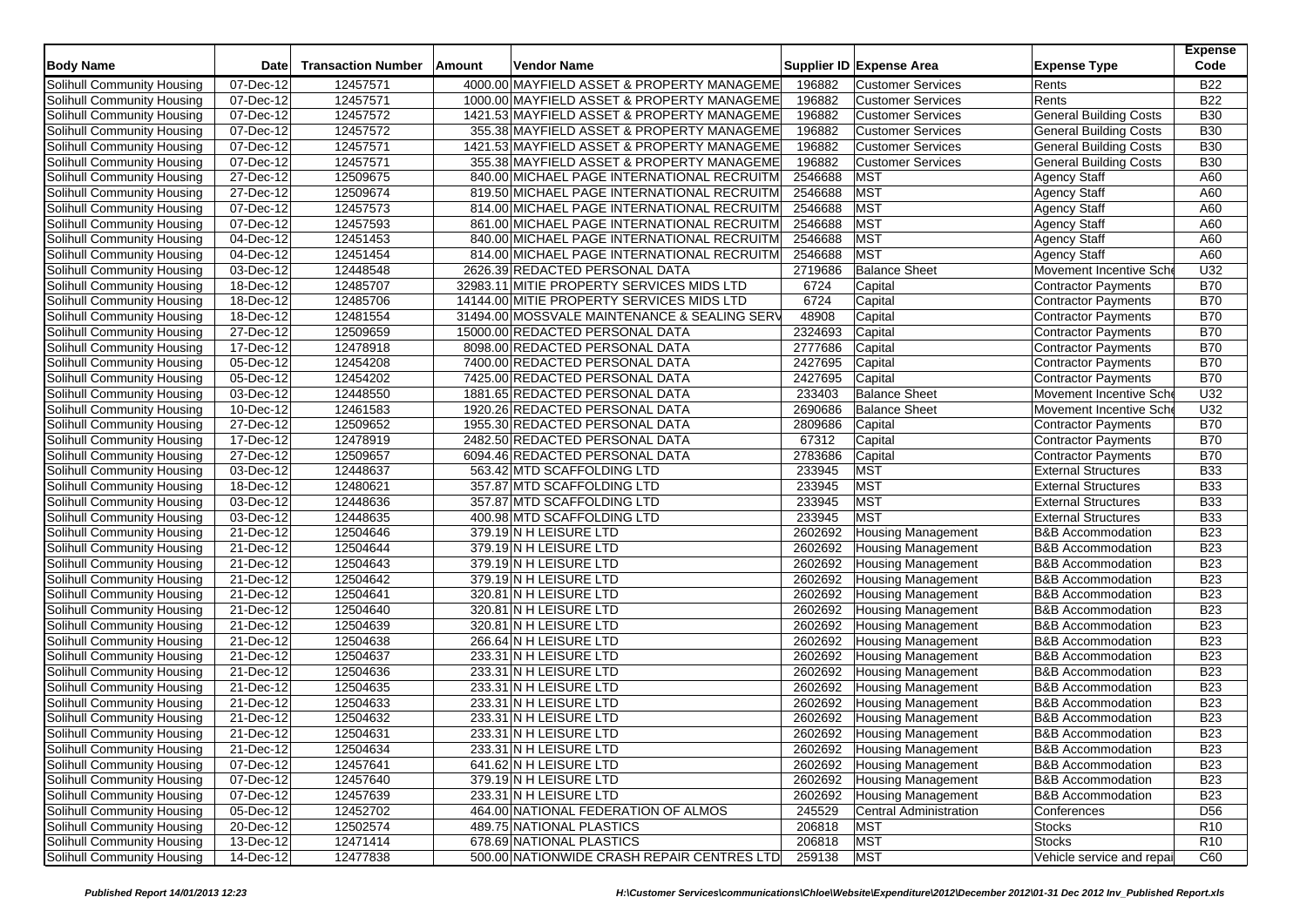| Body Name | Date | Transaction Number | Amount | Vendor Name | Supplier ID | Expense Area | Expense Type | Expense Code |
|---|---|---|---|---|---|---|---|---|
| Solihull Community Housing | 07-Dec-12 | 12457571 | 4000.00 | MAYFIELD ASSET & PROPERTY MANAGEME | 196882 | Customer Services | Rents | B22 |
| Solihull Community Housing | 07-Dec-12 | 12457571 | 1000.00 | MAYFIELD ASSET & PROPERTY MANAGEME | 196882 | Customer Services | Rents | B22 |
| Solihull Community Housing | 07-Dec-12 | 12457572 | 1421.53 | MAYFIELD ASSET & PROPERTY MANAGEME | 196882 | Customer Services | General Building Costs | B30 |
| Solihull Community Housing | 07-Dec-12 | 12457572 | 355.38 | MAYFIELD ASSET & PROPERTY MANAGEME | 196882 | Customer Services | General Building Costs | B30 |
| Solihull Community Housing | 07-Dec-12 | 12457571 | 1421.53 | MAYFIELD ASSET & PROPERTY MANAGEME | 196882 | Customer Services | General Building Costs | B30 |
| Solihull Community Housing | 07-Dec-12 | 12457571 | 355.38 | MAYFIELD ASSET & PROPERTY MANAGEME | 196882 | Customer Services | General Building Costs | B30 |
| Solihull Community Housing | 27-Dec-12 | 12509675 | 840.00 | MICHAEL PAGE INTERNATIONAL RECRUITM | 2546688 | MST | Agency Staff | A60 |
| Solihull Community Housing | 27-Dec-12 | 12509674 | 819.50 | MICHAEL PAGE INTERNATIONAL RECRUITM | 2546688 | MST | Agency Staff | A60 |
| Solihull Community Housing | 07-Dec-12 | 12457573 | 814.00 | MICHAEL PAGE INTERNATIONAL RECRUITM | 2546688 | MST | Agency Staff | A60 |
| Solihull Community Housing | 07-Dec-12 | 12457593 | 861.00 | MICHAEL PAGE INTERNATIONAL RECRUITM | 2546688 | MST | Agency Staff | A60 |
| Solihull Community Housing | 04-Dec-12 | 12451453 | 840.00 | MICHAEL PAGE INTERNATIONAL RECRUITM | 2546688 | MST | Agency Staff | A60 |
| Solihull Community Housing | 04-Dec-12 | 12451454 | 814.00 | MICHAEL PAGE INTERNATIONAL RECRUITM | 2546688 | MST | Agency Staff | A60 |
| Solihull Community Housing | 03-Dec-12 | 12448548 | 2626.39 | REDACTED PERSONAL DATA | 2719686 | Balance Sheet | Movement Incentive Sche | U32 |
| Solihull Community Housing | 18-Dec-12 | 12485707 | 32983.11 | MITIE PROPERTY SERVICES MIDS LTD | 6724 | Capital | Contractor Payments | B70 |
| Solihull Community Housing | 18-Dec-12 | 12485706 | 14144.00 | MITIE PROPERTY SERVICES MIDS LTD | 6724 | Capital | Contractor Payments | B70 |
| Solihull Community Housing | 18-Dec-12 | 12481554 | 31494.00 | MOSSVALE MAINTENANCE & SEALING SERV | 48908 | Capital | Contractor Payments | B70 |
| Solihull Community Housing | 27-Dec-12 | 12509659 | 15000.00 | REDACTED PERSONAL DATA | 2324693 | Capital | Contractor Payments | B70 |
| Solihull Community Housing | 17-Dec-12 | 12478918 | 8098.00 | REDACTED PERSONAL DATA | 2777686 | Capital | Contractor Payments | B70 |
| Solihull Community Housing | 05-Dec-12 | 12454208 | 7400.00 | REDACTED PERSONAL DATA | 2427695 | Capital | Contractor Payments | B70 |
| Solihull Community Housing | 05-Dec-12 | 12454202 | 7425.00 | REDACTED PERSONAL DATA | 2427695 | Capital | Contractor Payments | B70 |
| Solihull Community Housing | 03-Dec-12 | 12448550 | 1881.65 | REDACTED PERSONAL DATA | 233403 | Balance Sheet | Movement Incentive Sche | U32 |
| Solihull Community Housing | 10-Dec-12 | 12461583 | 1920.26 | REDACTED PERSONAL DATA | 2690686 | Balance Sheet | Movement Incentive Sche | U32 |
| Solihull Community Housing | 27-Dec-12 | 12509652 | 1955.30 | REDACTED PERSONAL DATA | 2809686 | Capital | Contractor Payments | B70 |
| Solihull Community Housing | 17-Dec-12 | 12478919 | 2482.50 | REDACTED PERSONAL DATA | 67312 | Capital | Contractor Payments | B70 |
| Solihull Community Housing | 27-Dec-12 | 12509657 | 6094.46 | REDACTED PERSONAL DATA | 2783686 | Capital | Contractor Payments | B70 |
| Solihull Community Housing | 03-Dec-12 | 12448637 | 563.42 | MTD SCAFFOLDING LTD | 233945 | MST | External Structures | B33 |
| Solihull Community Housing | 18-Dec-12 | 12480621 | 357.87 | MTD SCAFFOLDING LTD | 233945 | MST | External Structures | B33 |
| Solihull Community Housing | 03-Dec-12 | 12448636 | 357.87 | MTD SCAFFOLDING LTD | 233945 | MST | External Structures | B33 |
| Solihull Community Housing | 03-Dec-12 | 12448635 | 400.98 | MTD SCAFFOLDING LTD | 233945 | MST | External Structures | B33 |
| Solihull Community Housing | 21-Dec-12 | 12504646 | 379.19 | N H LEISURE LTD | 2602692 | Housing Management | B&B Accommodation | B23 |
| Solihull Community Housing | 21-Dec-12 | 12504644 | 379.19 | N H LEISURE LTD | 2602692 | Housing Management | B&B Accommodation | B23 |
| Solihull Community Housing | 21-Dec-12 | 12504643 | 379.19 | N H LEISURE LTD | 2602692 | Housing Management | B&B Accommodation | B23 |
| Solihull Community Housing | 21-Dec-12 | 12504642 | 379.19 | N H LEISURE LTD | 2602692 | Housing Management | B&B Accommodation | B23 |
| Solihull Community Housing | 21-Dec-12 | 12504641 | 320.81 | N H LEISURE LTD | 2602692 | Housing Management | B&B Accommodation | B23 |
| Solihull Community Housing | 21-Dec-12 | 12504640 | 320.81 | N H LEISURE LTD | 2602692 | Housing Management | B&B Accommodation | B23 |
| Solihull Community Housing | 21-Dec-12 | 12504639 | 320.81 | N H LEISURE LTD | 2602692 | Housing Management | B&B Accommodation | B23 |
| Solihull Community Housing | 21-Dec-12 | 12504638 | 266.64 | N H LEISURE LTD | 2602692 | Housing Management | B&B Accommodation | B23 |
| Solihull Community Housing | 21-Dec-12 | 12504637 | 233.31 | N H LEISURE LTD | 2602692 | Housing Management | B&B Accommodation | B23 |
| Solihull Community Housing | 21-Dec-12 | 12504636 | 233.31 | N H LEISURE LTD | 2602692 | Housing Management | B&B Accommodation | B23 |
| Solihull Community Housing | 21-Dec-12 | 12504635 | 233.31 | N H LEISURE LTD | 2602692 | Housing Management | B&B Accommodation | B23 |
| Solihull Community Housing | 21-Dec-12 | 12504633 | 233.31 | N H LEISURE LTD | 2602692 | Housing Management | B&B Accommodation | B23 |
| Solihull Community Housing | 21-Dec-12 | 12504632 | 233.31 | N H LEISURE LTD | 2602692 | Housing Management | B&B Accommodation | B23 |
| Solihull Community Housing | 21-Dec-12 | 12504631 | 233.31 | N H LEISURE LTD | 2602692 | Housing Management | B&B Accommodation | B23 |
| Solihull Community Housing | 21-Dec-12 | 12504634 | 233.31 | N H LEISURE LTD | 2602692 | Housing Management | B&B Accommodation | B23 |
| Solihull Community Housing | 07-Dec-12 | 12457641 | 641.62 | N H LEISURE LTD | 2602692 | Housing Management | B&B Accommodation | B23 |
| Solihull Community Housing | 07-Dec-12 | 12457640 | 379.19 | N H LEISURE LTD | 2602692 | Housing Management | B&B Accommodation | B23 |
| Solihull Community Housing | 07-Dec-12 | 12457639 | 233.31 | N H LEISURE LTD | 2602692 | Housing Management | B&B Accommodation | B23 |
| Solihull Community Housing | 05-Dec-12 | 12452702 | 464.00 | NATIONAL FEDERATION OF ALMOS | 245529 | Central Administration | Conferences | D56 |
| Solihull Community Housing | 20-Dec-12 | 12502574 | 489.75 | NATIONAL PLASTICS | 206818 | MST | Stocks | R10 |
| Solihull Community Housing | 13-Dec-12 | 12471414 | 678.69 | NATIONAL PLASTICS | 206818 | MST | Stocks | R10 |
| Solihull Community Housing | 14-Dec-12 | 12477838 | 500.00 | NATIONWIDE CRASH REPAIR CENTRES LTD | 259138 | MST | Vehicle service and repai | C60 |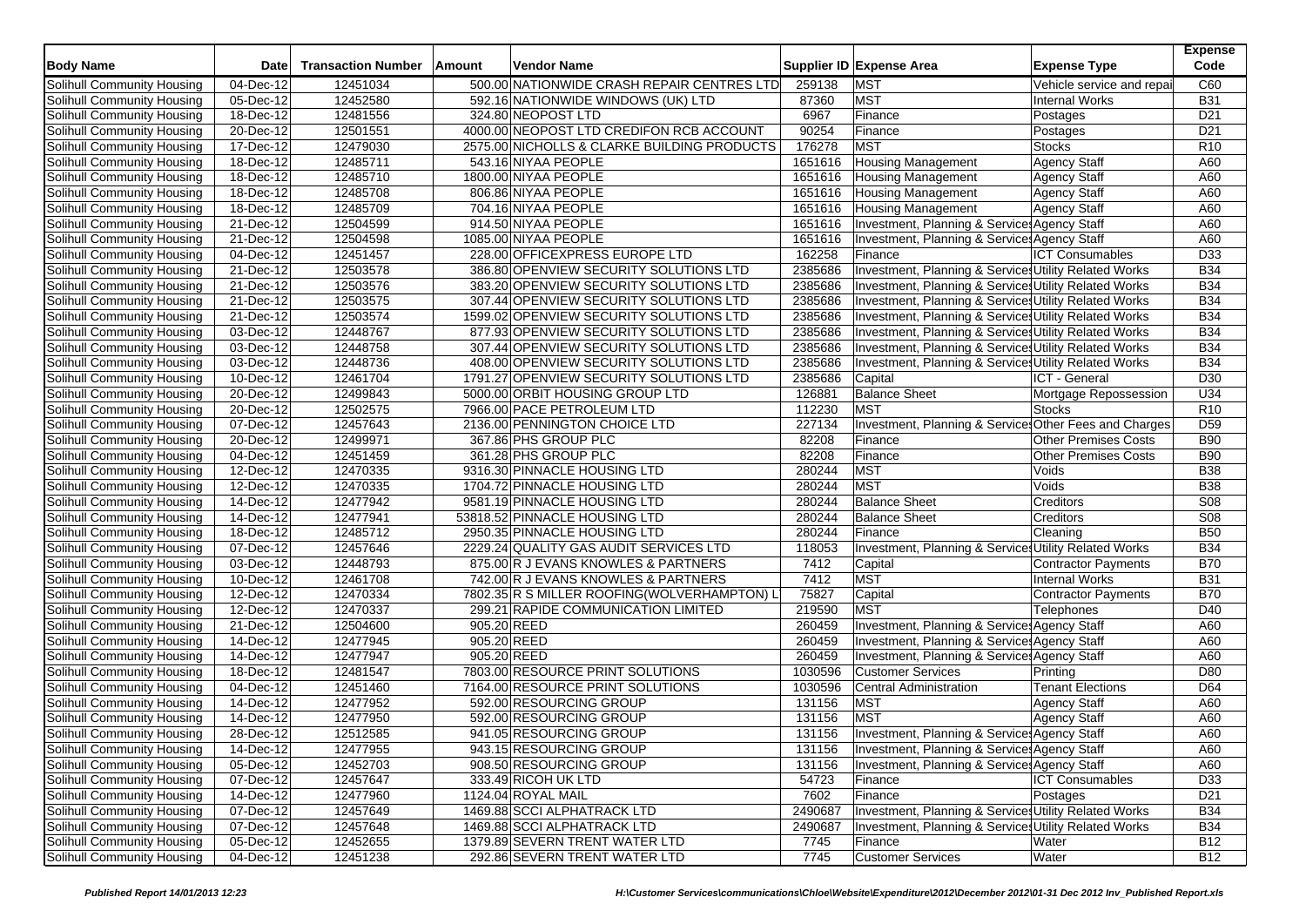| Body Name | Date | Transaction Number | Amount | Vendor Name | Supplier ID | Expense Area | Expense Type | Expense Code |
|---|---|---|---|---|---|---|---|---|
| Solihull Community Housing | 04-Dec-12 | 12451034 | 500.00 | NATIONWIDE CRASH REPAIR CENTRES LTD | 259138 | MST | Vehicle service and repai | C60 |
| Solihull Community Housing | 05-Dec-12 | 12452580 | 592.16 | NATIONWIDE WINDOWS (UK) LTD | 87360 | MST | Internal Works | B31 |
| Solihull Community Housing | 18-Dec-12 | 12481556 | 324.80 | NEOPOST LTD | 6967 | Finance | Postages | D21 |
| Solihull Community Housing | 20-Dec-12 | 12501551 | 4000.00 | NEOPOST LTD CREDIFON RCB ACCOUNT | 90254 | Finance | Postages | D21 |
| Solihull Community Housing | 17-Dec-12 | 12479030 | 2575.00 | NICHOLLS & CLARKE BUILDING PRODUCTS | 176278 | MST | Stocks | R10 |
| Solihull Community Housing | 18-Dec-12 | 12485711 | 543.16 | NIYAA PEOPLE | 1651616 | Housing Management | Agency Staff | A60 |
| Solihull Community Housing | 18-Dec-12 | 12485710 | 1800.00 | NIYAA PEOPLE | 1651616 | Housing Management | Agency Staff | A60 |
| Solihull Community Housing | 18-Dec-12 | 12485708 | 806.86 | NIYAA PEOPLE | 1651616 | Housing Management | Agency Staff | A60 |
| Solihull Community Housing | 18-Dec-12 | 12485709 | 704.16 | NIYAA PEOPLE | 1651616 | Housing Management | Agency Staff | A60 |
| Solihull Community Housing | 21-Dec-12 | 12504599 | 914.50 | NIYAA PEOPLE | 1651616 | Investment, Planning & Services | Agency Staff | A60 |
| Solihull Community Housing | 21-Dec-12 | 12504598 | 1085.00 | NIYAA PEOPLE | 1651616 | Investment, Planning & Services | Agency Staff | A60 |
| Solihull Community Housing | 04-Dec-12 | 12451457 | 228.00 | OFFICEXPRESS EUROPE LTD | 162258 | Finance | ICT Consumables | D33 |
| Solihull Community Housing | 21-Dec-12 | 12503578 | 386.80 | OPENVIEW SECURITY SOLUTIONS LTD | 2385686 | Investment, Planning & Services | Utility Related Works | B34 |
| Solihull Community Housing | 21-Dec-12 | 12503576 | 383.20 | OPENVIEW SECURITY SOLUTIONS LTD | 2385686 | Investment, Planning & Services | Utility Related Works | B34 |
| Solihull Community Housing | 21-Dec-12 | 12503575 | 307.44 | OPENVIEW SECURITY SOLUTIONS LTD | 2385686 | Investment, Planning & Services | Utility Related Works | B34 |
| Solihull Community Housing | 21-Dec-12 | 12503574 | 1599.02 | OPENVIEW SECURITY SOLUTIONS LTD | 2385686 | Investment, Planning & Services | Utility Related Works | B34 |
| Solihull Community Housing | 03-Dec-12 | 12448767 | 877.93 | OPENVIEW SECURITY SOLUTIONS LTD | 2385686 | Investment, Planning & Services | Utility Related Works | B34 |
| Solihull Community Housing | 03-Dec-12 | 12448758 | 307.44 | OPENVIEW SECURITY SOLUTIONS LTD | 2385686 | Investment, Planning & Services | Utility Related Works | B34 |
| Solihull Community Housing | 03-Dec-12 | 12448736 | 408.00 | OPENVIEW SECURITY SOLUTIONS LTD | 2385686 | Investment, Planning & Services | Utility Related Works | B34 |
| Solihull Community Housing | 10-Dec-12 | 12461704 | 1791.27 | OPENVIEW SECURITY SOLUTIONS LTD | 2385686 | Capital | ICT - General | D30 |
| Solihull Community Housing | 20-Dec-12 | 12499843 | 5000.00 | ORBIT HOUSING GROUP LTD | 126881 | Balance Sheet | Mortgage Repossession | U34 |
| Solihull Community Housing | 20-Dec-12 | 12502575 | 7966.00 | PACE PETROLEUM LTD | 112230 | MST | Stocks | R10 |
| Solihull Community Housing | 07-Dec-12 | 12457643 | 2136.00 | PENNINGTON CHOICE LTD | 227134 | Investment, Planning & Services | Other Fees and Charges | D59 |
| Solihull Community Housing | 20-Dec-12 | 12499971 | 367.86 | PHS GROUP PLC | 82208 | Finance | Other Premises Costs | B90 |
| Solihull Community Housing | 04-Dec-12 | 12451459 | 361.28 | PHS GROUP PLC | 82208 | Finance | Other Premises Costs | B90 |
| Solihull Community Housing | 12-Dec-12 | 12470335 | 9316.30 | PINNACLE HOUSING LTD | 280244 | MST | Voids | B38 |
| Solihull Community Housing | 12-Dec-12 | 12470335 | 1704.72 | PINNACLE HOUSING LTD | 280244 | MST | Voids | B38 |
| Solihull Community Housing | 14-Dec-12 | 12477942 | 9581.19 | PINNACLE HOUSING LTD | 280244 | Balance Sheet | Creditors | S08 |
| Solihull Community Housing | 14-Dec-12 | 12477941 | 53818.52 | PINNACLE HOUSING LTD | 280244 | Balance Sheet | Creditors | S08 |
| Solihull Community Housing | 18-Dec-12 | 12485712 | 2950.35 | PINNACLE HOUSING LTD | 280244 | Finance | Cleaning | B50 |
| Solihull Community Housing | 07-Dec-12 | 12457646 | 2229.24 | QUALITY GAS AUDIT SERVICES LTD | 118053 | Investment, Planning & Services | Utility Related Works | B34 |
| Solihull Community Housing | 03-Dec-12 | 12448793 | 875.00 | R J EVANS KNOWLES & PARTNERS | 7412 | Capital | Contractor Payments | B70 |
| Solihull Community Housing | 10-Dec-12 | 12461708 | 742.00 | R J EVANS KNOWLES & PARTNERS | 7412 | MST | Internal Works | B31 |
| Solihull Community Housing | 12-Dec-12 | 12470334 | 7802.35 | R S MILLER ROOFING(WOLVERHAMPTON) L | 75827 | Capital | Contractor Payments | B70 |
| Solihull Community Housing | 12-Dec-12 | 12470337 | 299.21 | RAPIDE COMMUNICATION LIMITED | 219590 | MST | Telephones | D40 |
| Solihull Community Housing | 21-Dec-12 | 12504600 | 905.20 | REED | 260459 | Investment, Planning & Services | Agency Staff | A60 |
| Solihull Community Housing | 14-Dec-12 | 12477945 | 905.20 | REED | 260459 | Investment, Planning & Services | Agency Staff | A60 |
| Solihull Community Housing | 14-Dec-12 | 12477947 | 905.20 | REED | 260459 | Investment, Planning & Services | Agency Staff | A60 |
| Solihull Community Housing | 18-Dec-12 | 12481547 | 7803.00 | RESOURCE PRINT SOLUTIONS | 1030596 | Customer Services | Printing | D80 |
| Solihull Community Housing | 04-Dec-12 | 12451460 | 7164.00 | RESOURCE PRINT SOLUTIONS | 1030596 | Central Administration | Tenant Elections | D64 |
| Solihull Community Housing | 14-Dec-12 | 12477952 | 592.00 | RESOURCING GROUP | 131156 | MST | Agency Staff | A60 |
| Solihull Community Housing | 14-Dec-12 | 12477950 | 592.00 | RESOURCING GROUP | 131156 | MST | Agency Staff | A60 |
| Solihull Community Housing | 28-Dec-12 | 12512585 | 941.05 | RESOURCING GROUP | 131156 | Investment, Planning & Services | Agency Staff | A60 |
| Solihull Community Housing | 14-Dec-12 | 12477955 | 943.15 | RESOURCING GROUP | 131156 | Investment, Planning & Services | Agency Staff | A60 |
| Solihull Community Housing | 05-Dec-12 | 12452703 | 908.50 | RESOURCING GROUP | 131156 | Investment, Planning & Services | Agency Staff | A60 |
| Solihull Community Housing | 07-Dec-12 | 12457647 | 333.49 | RICOH UK LTD | 54723 | Finance | ICT Consumables | D33 |
| Solihull Community Housing | 14-Dec-12 | 12477960 | 1124.04 | ROYAL MAIL | 7602 | Finance | Postages | D21 |
| Solihull Community Housing | 07-Dec-12 | 12457649 | 1469.88 | SCCI ALPHATRACK LTD | 2490687 | Investment, Planning & Services | Utility Related Works | B34 |
| Solihull Community Housing | 07-Dec-12 | 12457648 | 1469.88 | SCCI ALPHATRACK LTD | 2490687 | Investment, Planning & Services | Utility Related Works | B34 |
| Solihull Community Housing | 05-Dec-12 | 12452655 | 1379.89 | SEVERN TRENT WATER LTD | 7745 | Finance | Water | B12 |
| Solihull Community Housing | 04-Dec-12 | 12451238 | 292.86 | SEVERN TRENT WATER LTD | 7745 | Customer Services | Water | B12 |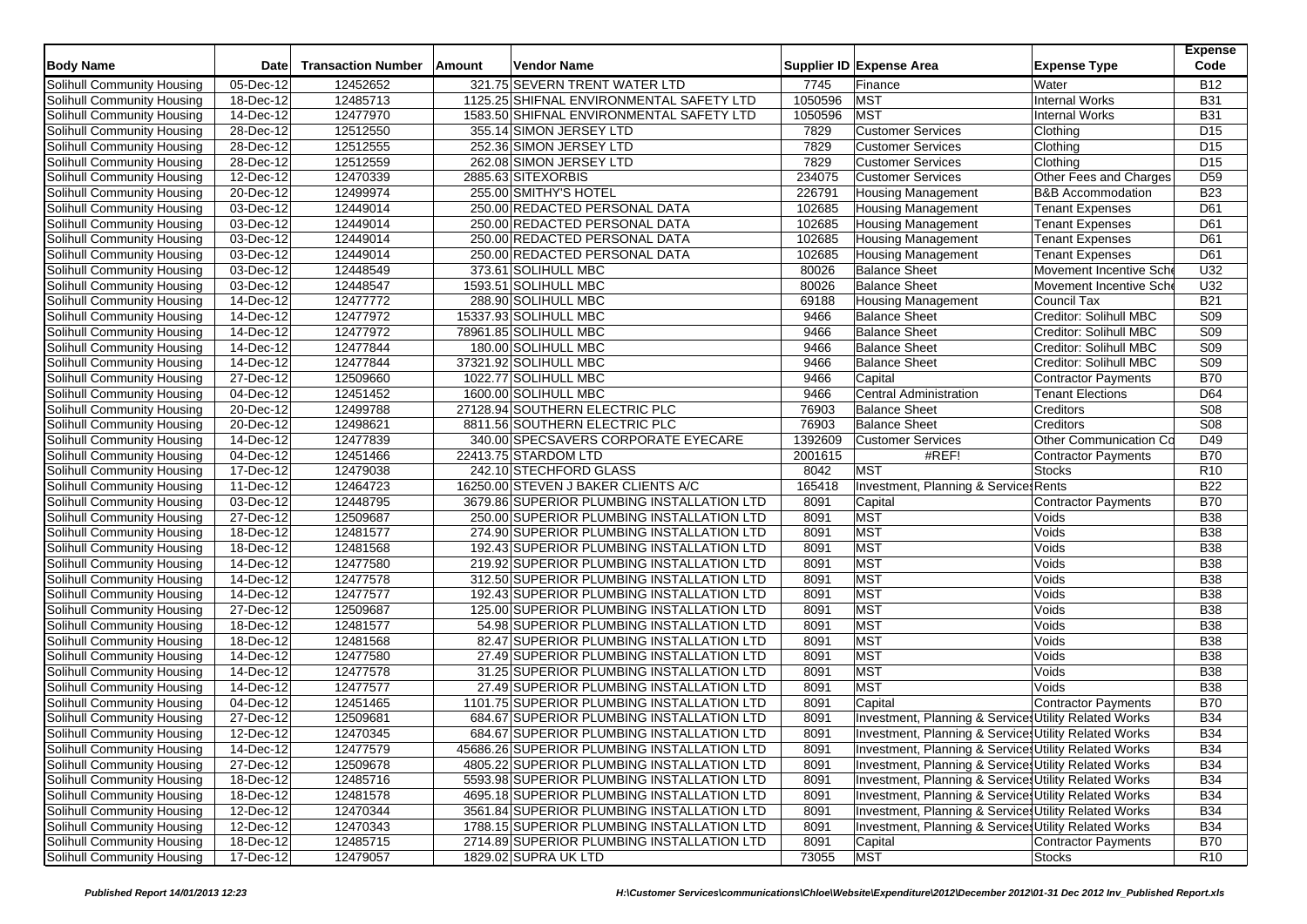| Body Name | Date | Transaction Number | Amount | Vendor Name | Supplier ID | Expense Area | Expense Type | Expense Code |
|---|---|---|---|---|---|---|---|---|
| Solihull Community Housing | 05-Dec-12 | 12452652 | 321.75 | SEVERN TRENT WATER LTD | 7745 | Finance | Water | B12 |
| Solihull Community Housing | 18-Dec-12 | 12485713 | 1125.25 | SHIFNAL ENVIRONMENTAL SAFETY LTD | 1050596 | MST | Internal Works | B31 |
| Solihull Community Housing | 14-Dec-12 | 12477970 | 1583.50 | SHIFNAL ENVIRONMENTAL SAFETY LTD | 1050596 | MST | Internal Works | B31 |
| Solihull Community Housing | 28-Dec-12 | 12512550 | 355.14 | SIMON JERSEY LTD | 7829 | Customer Services | Clothing | D15 |
| Solihull Community Housing | 28-Dec-12 | 12512555 | 252.36 | SIMON JERSEY LTD | 7829 | Customer Services | Clothing | D15 |
| Solihull Community Housing | 28-Dec-12 | 12512559 | 262.08 | SIMON JERSEY LTD | 7829 | Customer Services | Clothing | D15 |
| Solihull Community Housing | 12-Dec-12 | 12470339 | 2885.63 | SITEXORBIS | 234075 | Customer Services | Other Fees and Charges | D59 |
| Solihull Community Housing | 20-Dec-12 | 12499974 | 255.00 | SMITHY'S HOTEL | 226791 | Housing Management | B&B Accommodation | B23 |
| Solihull Community Housing | 03-Dec-12 | 12449014 | 250.00 | REDACTED PERSONAL DATA | 102685 | Housing Management | Tenant Expenses | D61 |
| Solihull Community Housing | 03-Dec-12 | 12449014 | 250.00 | REDACTED PERSONAL DATA | 102685 | Housing Management | Tenant Expenses | D61 |
| Solihull Community Housing | 03-Dec-12 | 12449014 | 250.00 | REDACTED PERSONAL DATA | 102685 | Housing Management | Tenant Expenses | D61 |
| Solihull Community Housing | 03-Dec-12 | 12449014 | 250.00 | REDACTED PERSONAL DATA | 102685 | Housing Management | Tenant Expenses | D61 |
| Solihull Community Housing | 03-Dec-12 | 12448549 | 373.61 | SOLIHULL MBC | 80026 | Balance Sheet | Movement Incentive Sche | U32 |
| Solihull Community Housing | 03-Dec-12 | 12448547 | 1593.51 | SOLIHULL MBC | 80026 | Balance Sheet | Movement Incentive Sche | U32 |
| Solihull Community Housing | 14-Dec-12 | 12477772 | 288.90 | SOLIHULL MBC | 69188 | Housing Management | Council Tax | B21 |
| Solihull Community Housing | 14-Dec-12 | 12477972 | 15337.93 | SOLIHULL MBC | 9466 | Balance Sheet | Creditor: Solihull MBC | S09 |
| Solihull Community Housing | 14-Dec-12 | 12477972 | 78961.85 | SOLIHULL MBC | 9466 | Balance Sheet | Creditor: Solihull MBC | S09 |
| Solihull Community Housing | 14-Dec-12 | 12477844 | 180.00 | SOLIHULL MBC | 9466 | Balance Sheet | Creditor: Solihull MBC | S09 |
| Solihull Community Housing | 14-Dec-12 | 12477844 | 37321.92 | SOLIHULL MBC | 9466 | Balance Sheet | Creditor: Solihull MBC | S09 |
| Solihull Community Housing | 27-Dec-12 | 12509660 | 1022.77 | SOLIHULL MBC | 9466 | Capital | Contractor Payments | B70 |
| Solihull Community Housing | 04-Dec-12 | 12451452 | 1600.00 | SOLIHULL MBC | 9466 | Central Administration | Tenant Elections | D64 |
| Solihull Community Housing | 20-Dec-12 | 12499788 | 27128.94 | SOUTHERN ELECTRIC PLC | 76903 | Balance Sheet | Creditors | S08 |
| Solihull Community Housing | 20-Dec-12 | 12498621 | 8811.56 | SOUTHERN ELECTRIC PLC | 76903 | Balance Sheet | Creditors | S08 |
| Solihull Community Housing | 14-Dec-12 | 12477839 | 340.00 | SPECSAVERS CORPORATE EYECARE | 1392609 | Customer Services | Other Communication Co | D49 |
| Solihull Community Housing | 04-Dec-12 | 12451466 | 22413.75 | STARDOM LTD | 2001615 | #REF! | Contractor Payments | B70 |
| Solihull Community Housing | 17-Dec-12 | 12479038 | 242.10 | STECHFORD GLASS | 8042 | MST | Stocks | R10 |
| Solihull Community Housing | 11-Dec-12 | 12464723 | 16250.00 | STEVEN J BAKER CLIENTS A/C | 165418 | Investment, Planning & Services | Rents | B22 |
| Solihull Community Housing | 03-Dec-12 | 12448795 | 3679.86 | SUPERIOR PLUMBING INSTALLATION LTD | 8091 | Capital | Contractor Payments | B70 |
| Solihull Community Housing | 27-Dec-12 | 12509687 | 250.00 | SUPERIOR PLUMBING INSTALLATION LTD | 8091 | MST | Voids | B38 |
| Solihull Community Housing | 18-Dec-12 | 12481577 | 274.90 | SUPERIOR PLUMBING INSTALLATION LTD | 8091 | MST | Voids | B38 |
| Solihull Community Housing | 18-Dec-12 | 12481568 | 192.43 | SUPERIOR PLUMBING INSTALLATION LTD | 8091 | MST | Voids | B38 |
| Solihull Community Housing | 14-Dec-12 | 12477580 | 219.92 | SUPERIOR PLUMBING INSTALLATION LTD | 8091 | MST | Voids | B38 |
| Solihull Community Housing | 14-Dec-12 | 12477578 | 312.50 | SUPERIOR PLUMBING INSTALLATION LTD | 8091 | MST | Voids | B38 |
| Solihull Community Housing | 14-Dec-12 | 12477577 | 192.43 | SUPERIOR PLUMBING INSTALLATION LTD | 8091 | MST | Voids | B38 |
| Solihull Community Housing | 27-Dec-12 | 12509687 | 125.00 | SUPERIOR PLUMBING INSTALLATION LTD | 8091 | MST | Voids | B38 |
| Solihull Community Housing | 18-Dec-12 | 12481577 | 54.98 | SUPERIOR PLUMBING INSTALLATION LTD | 8091 | MST | Voids | B38 |
| Solihull Community Housing | 18-Dec-12 | 12481568 | 82.47 | SUPERIOR PLUMBING INSTALLATION LTD | 8091 | MST | Voids | B38 |
| Solihull Community Housing | 14-Dec-12 | 12477580 | 27.49 | SUPERIOR PLUMBING INSTALLATION LTD | 8091 | MST | Voids | B38 |
| Solihull Community Housing | 14-Dec-12 | 12477578 | 31.25 | SUPERIOR PLUMBING INSTALLATION LTD | 8091 | MST | Voids | B38 |
| Solihull Community Housing | 14-Dec-12 | 12477577 | 27.49 | SUPERIOR PLUMBING INSTALLATION LTD | 8091 | MST | Voids | B38 |
| Solihull Community Housing | 04-Dec-12 | 12451465 | 1101.75 | SUPERIOR PLUMBING INSTALLATION LTD | 8091 | Capital | Contractor Payments | B70 |
| Solihull Community Housing | 27-Dec-12 | 12509681 | 684.67 | SUPERIOR PLUMBING INSTALLATION LTD | 8091 | Investment, Planning & Services | Utility Related Works | B34 |
| Solihull Community Housing | 12-Dec-12 | 12470345 | 684.67 | SUPERIOR PLUMBING INSTALLATION LTD | 8091 | Investment, Planning & Services | Utility Related Works | B34 |
| Solihull Community Housing | 14-Dec-12 | 12477579 | 45686.26 | SUPERIOR PLUMBING INSTALLATION LTD | 8091 | Investment, Planning & Services | Utility Related Works | B34 |
| Solihull Community Housing | 27-Dec-12 | 12509678 | 4805.22 | SUPERIOR PLUMBING INSTALLATION LTD | 8091 | Investment, Planning & Services | Utility Related Works | B34 |
| Solihull Community Housing | 18-Dec-12 | 12485716 | 5593.98 | SUPERIOR PLUMBING INSTALLATION LTD | 8091 | Investment, Planning & Services | Utility Related Works | B34 |
| Solihull Community Housing | 18-Dec-12 | 12481578 | 4695.18 | SUPERIOR PLUMBING INSTALLATION LTD | 8091 | Investment, Planning & Services | Utility Related Works | B34 |
| Solihull Community Housing | 12-Dec-12 | 12470344 | 3561.84 | SUPERIOR PLUMBING INSTALLATION LTD | 8091 | Investment, Planning & Services | Utility Related Works | B34 |
| Solihull Community Housing | 12-Dec-12 | 12470343 | 1788.15 | SUPERIOR PLUMBING INSTALLATION LTD | 8091 | Investment, Planning & Services | Utility Related Works | B34 |
| Solihull Community Housing | 18-Dec-12 | 12485715 | 2714.89 | SUPERIOR PLUMBING INSTALLATION LTD | 8091 | Capital | Contractor Payments | B70 |
| Solihull Community Housing | 17-Dec-12 | 12479057 | 1829.02 | SUPRA UK LTD | 73055 | MST | Stocks | R10 |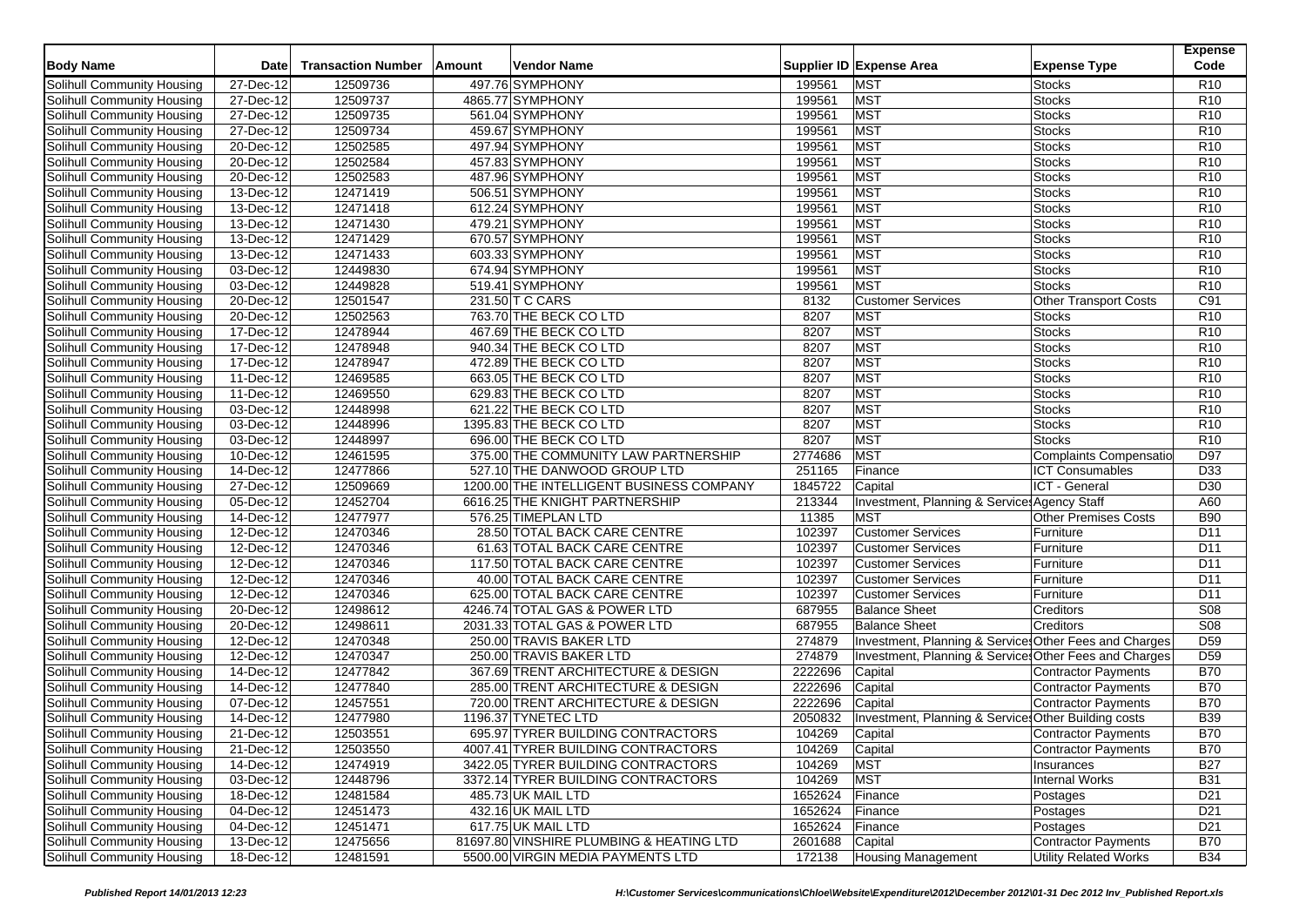| Body Name | Date | Transaction Number | Amount | Vendor Name | Supplier ID | Expense Area | Expense Type | Expense Code |
|---|---|---|---|---|---|---|---|---|
| Solihull Community Housing | 27-Dec-12 | 12509736 | 497.76 | SYMPHONY | 199561 | MST | Stocks | R10 |
| Solihull Community Housing | 27-Dec-12 | 12509737 | 4865.77 | SYMPHONY | 199561 | MST | Stocks | R10 |
| Solihull Community Housing | 27-Dec-12 | 12509735 | 561.04 | SYMPHONY | 199561 | MST | Stocks | R10 |
| Solihull Community Housing | 27-Dec-12 | 12509734 | 459.67 | SYMPHONY | 199561 | MST | Stocks | R10 |
| Solihull Community Housing | 20-Dec-12 | 12502585 | 497.94 | SYMPHONY | 199561 | MST | Stocks | R10 |
| Solihull Community Housing | 20-Dec-12 | 12502584 | 457.83 | SYMPHONY | 199561 | MST | Stocks | R10 |
| Solihull Community Housing | 20-Dec-12 | 12502583 | 487.96 | SYMPHONY | 199561 | MST | Stocks | R10 |
| Solihull Community Housing | 13-Dec-12 | 12471419 | 506.51 | SYMPHONY | 199561 | MST | Stocks | R10 |
| Solihull Community Housing | 13-Dec-12 | 12471418 | 612.24 | SYMPHONY | 199561 | MST | Stocks | R10 |
| Solihull Community Housing | 13-Dec-12 | 12471430 | 479.21 | SYMPHONY | 199561 | MST | Stocks | R10 |
| Solihull Community Housing | 13-Dec-12 | 12471429 | 670.57 | SYMPHONY | 199561 | MST | Stocks | R10 |
| Solihull Community Housing | 13-Dec-12 | 12471433 | 603.33 | SYMPHONY | 199561 | MST | Stocks | R10 |
| Solihull Community Housing | 03-Dec-12 | 12449830 | 674.94 | SYMPHONY | 199561 | MST | Stocks | R10 |
| Solihull Community Housing | 03-Dec-12 | 12449828 | 519.41 | SYMPHONY | 199561 | MST | Stocks | R10 |
| Solihull Community Housing | 20-Dec-12 | 12501547 | 231.50 | T C CARS | 8132 | Customer Services | Other Transport Costs | C91 |
| Solihull Community Housing | 20-Dec-12 | 12502563 | 763.70 | THE BECK CO LTD | 8207 | MST | Stocks | R10 |
| Solihull Community Housing | 17-Dec-12 | 12478944 | 467.69 | THE BECK CO LTD | 8207 | MST | Stocks | R10 |
| Solihull Community Housing | 17-Dec-12 | 12478948 | 940.34 | THE BECK CO LTD | 8207 | MST | Stocks | R10 |
| Solihull Community Housing | 17-Dec-12 | 12478947 | 472.89 | THE BECK CO LTD | 8207 | MST | Stocks | R10 |
| Solihull Community Housing | 11-Dec-12 | 12469585 | 663.05 | THE BECK CO LTD | 8207 | MST | Stocks | R10 |
| Solihull Community Housing | 11-Dec-12 | 12469550 | 629.83 | THE BECK CO LTD | 8207 | MST | Stocks | R10 |
| Solihull Community Housing | 03-Dec-12 | 12448998 | 621.22 | THE BECK CO LTD | 8207 | MST | Stocks | R10 |
| Solihull Community Housing | 03-Dec-12 | 12448996 | 1395.83 | THE BECK CO LTD | 8207 | MST | Stocks | R10 |
| Solihull Community Housing | 03-Dec-12 | 12448997 | 696.00 | THE BECK CO LTD | 8207 | MST | Stocks | R10 |
| Solihull Community Housing | 10-Dec-12 | 12461595 | 375.00 | THE COMMUNITY LAW PARTNERSHIP | 2774686 | MST | Complaints Compensatio | D97 |
| Solihull Community Housing | 14-Dec-12 | 12477866 | 527.10 | THE DANWOOD GROUP LTD | 251165 | Finance | ICT Consumables | D33 |
| Solihull Community Housing | 27-Dec-12 | 12509669 | 1200.00 | THE INTELLIGENT BUSINESS COMPANY | 1845722 | Capital | ICT - General | D30 |
| Solihull Community Housing | 05-Dec-12 | 12452704 | 6616.25 | THE KNIGHT PARTNERSHIP | 213344 | Investment, Planning & Services | Agency Staff | A60 |
| Solihull Community Housing | 14-Dec-12 | 12477977 | 576.25 | TIMEPLAN LTD | 11385 | MST | Other Premises Costs | B90 |
| Solihull Community Housing | 12-Dec-12 | 12470346 | 28.50 | TOTAL BACK CARE CENTRE | 102397 | Customer Services | Furniture | D11 |
| Solihull Community Housing | 12-Dec-12 | 12470346 | 61.63 | TOTAL BACK CARE CENTRE | 102397 | Customer Services | Furniture | D11 |
| Solihull Community Housing | 12-Dec-12 | 12470346 | 117.50 | TOTAL BACK CARE CENTRE | 102397 | Customer Services | Furniture | D11 |
| Solihull Community Housing | 12-Dec-12 | 12470346 | 40.00 | TOTAL BACK CARE CENTRE | 102397 | Customer Services | Furniture | D11 |
| Solihull Community Housing | 12-Dec-12 | 12470346 | 625.00 | TOTAL BACK CARE CENTRE | 102397 | Customer Services | Furniture | D11 |
| Solihull Community Housing | 20-Dec-12 | 12498612 | 4246.74 | TOTAL GAS & POWER LTD | 687955 | Balance Sheet | Creditors | S08 |
| Solihull Community Housing | 20-Dec-12 | 12498611 | 2031.33 | TOTAL GAS & POWER LTD | 687955 | Balance Sheet | Creditors | S08 |
| Solihull Community Housing | 12-Dec-12 | 12470348 | 250.00 | TRAVIS BAKER LTD | 274879 | Investment, Planning & Services | Other Fees and Charges | D59 |
| Solihull Community Housing | 12-Dec-12 | 12470347 | 250.00 | TRAVIS BAKER LTD | 274879 | Investment, Planning & Services | Other Fees and Charges | D59 |
| Solihull Community Housing | 14-Dec-12 | 12477842 | 367.69 | TRENT ARCHITECTURE & DESIGN | 2222696 | Capital | Contractor Payments | B70 |
| Solihull Community Housing | 14-Dec-12 | 12477840 | 285.00 | TRENT ARCHITECTURE & DESIGN | 2222696 | Capital | Contractor Payments | B70 |
| Solihull Community Housing | 07-Dec-12 | 12457551 | 720.00 | TRENT ARCHITECTURE & DESIGN | 2222696 | Capital | Contractor Payments | B70 |
| Solihull Community Housing | 14-Dec-12 | 12477980 | 1196.37 | TYNETEC LTD | 2050832 | Investment, Planning & Services | Other Building costs | B39 |
| Solihull Community Housing | 21-Dec-12 | 12503551 | 695.97 | TYRER BUILDING CONTRACTORS | 104269 | Capital | Contractor Payments | B70 |
| Solihull Community Housing | 21-Dec-12 | 12503550 | 4007.41 | TYRER BUILDING CONTRACTORS | 104269 | Capital | Contractor Payments | B70 |
| Solihull Community Housing | 14-Dec-12 | 12474919 | 3422.05 | TYRER BUILDING CONTRACTORS | 104269 | MST | Insurances | B27 |
| Solihull Community Housing | 03-Dec-12 | 12448796 | 3372.14 | TYRER BUILDING CONTRACTORS | 104269 | MST | Internal Works | B31 |
| Solihull Community Housing | 18-Dec-12 | 12481584 | 485.73 | UK MAIL LTD | 1652624 | Finance | Postages | D21 |
| Solihull Community Housing | 04-Dec-12 | 12451473 | 432.16 | UK MAIL LTD | 1652624 | Finance | Postages | D21 |
| Solihull Community Housing | 04-Dec-12 | 12451471 | 617.75 | UK MAIL LTD | 1652624 | Finance | Postages | D21 |
| Solihull Community Housing | 13-Dec-12 | 12475656 | 81697.80 | VINSHIRE PLUMBING & HEATING LTD | 2601688 | Capital | Contractor Payments | B70 |
| Solihull Community Housing | 18-Dec-12 | 12481591 | 5500.00 | VIRGIN MEDIA PAYMENTS LTD | 172138 | Housing Management | Utility Related Works | B34 |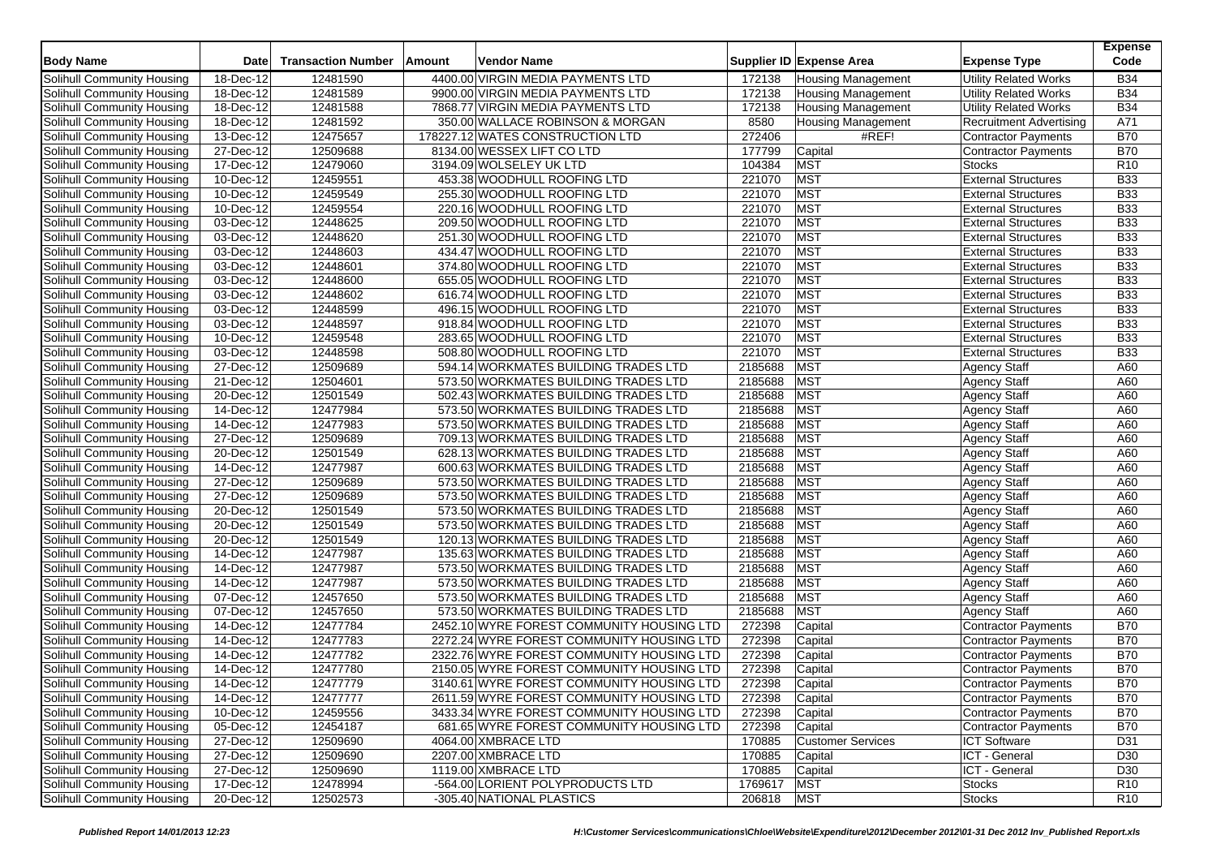| Body Name | Date | Transaction Number | Amount | Vendor Name | Supplier ID | Expense Area | Expense Type | Expense Code |
|---|---|---|---|---|---|---|---|---|
| Solihull Community Housing | 18-Dec-12 | 12481590 | 4400.00 | VIRGIN MEDIA PAYMENTS LTD | 172138 | Housing Management | Utility Related Works | B34 |
| Solihull Community Housing | 18-Dec-12 | 12481589 | 9900.00 | VIRGIN MEDIA PAYMENTS LTD | 172138 | Housing Management | Utility Related Works | B34 |
| Solihull Community Housing | 18-Dec-12 | 12481588 | 7868.77 | VIRGIN MEDIA PAYMENTS LTD | 172138 | Housing Management | Utility Related Works | B34 |
| Solihull Community Housing | 18-Dec-12 | 12481592 | 350.00 | WALLACE ROBINSON & MORGAN | 8580 | Housing Management | Recruitment Advertising | A71 |
| Solihull Community Housing | 13-Dec-12 | 12475657 | 178227.12 | WATES CONSTRUCTION LTD | 272406 | #REF! | Contractor Payments | B70 |
| Solihull Community Housing | 27-Dec-12 | 12509688 | 8134.00 | WESSEX LIFT CO LTD | 177799 | Capital | Contractor Payments | B70 |
| Solihull Community Housing | 17-Dec-12 | 12479060 | 3194.09 | WOLSELEY UK LTD | 104384 | MST | Stocks | R10 |
| Solihull Community Housing | 10-Dec-12 | 12459551 | 453.38 | WOODHULL ROOFING LTD | 221070 | MST | External Structures | B33 |
| Solihull Community Housing | 10-Dec-12 | 12459549 | 255.30 | WOODHULL ROOFING LTD | 221070 | MST | External Structures | B33 |
| Solihull Community Housing | 10-Dec-12 | 12459554 | 220.16 | WOODHULL ROOFING LTD | 221070 | MST | External Structures | B33 |
| Solihull Community Housing | 03-Dec-12 | 12448625 | 209.50 | WOODHULL ROOFING LTD | 221070 | MST | External Structures | B33 |
| Solihull Community Housing | 03-Dec-12 | 12448620 | 251.30 | WOODHULL ROOFING LTD | 221070 | MST | External Structures | B33 |
| Solihull Community Housing | 03-Dec-12 | 12448603 | 434.47 | WOODHULL ROOFING LTD | 221070 | MST | External Structures | B33 |
| Solihull Community Housing | 03-Dec-12 | 12448601 | 374.80 | WOODHULL ROOFING LTD | 221070 | MST | External Structures | B33 |
| Solihull Community Housing | 03-Dec-12 | 12448600 | 655.05 | WOODHULL ROOFING LTD | 221070 | MST | External Structures | B33 |
| Solihull Community Housing | 03-Dec-12 | 12448602 | 616.74 | WOODHULL ROOFING LTD | 221070 | MST | External Structures | B33 |
| Solihull Community Housing | 03-Dec-12 | 12448599 | 496.15 | WOODHULL ROOFING LTD | 221070 | MST | External Structures | B33 |
| Solihull Community Housing | 03-Dec-12 | 12448597 | 918.84 | WOODHULL ROOFING LTD | 221070 | MST | External Structures | B33 |
| Solihull Community Housing | 10-Dec-12 | 12459548 | 283.65 | WOODHULL ROOFING LTD | 221070 | MST | External Structures | B33 |
| Solihull Community Housing | 03-Dec-12 | 12448598 | 508.80 | WOODHULL ROOFING LTD | 221070 | MST | External Structures | B33 |
| Solihull Community Housing | 27-Dec-12 | 12509689 | 594.14 | WORKMATES BUILDING TRADES LTD | 2185688 | MST | Agency Staff | A60 |
| Solihull Community Housing | 21-Dec-12 | 12504601 | 573.50 | WORKMATES BUILDING TRADES LTD | 2185688 | MST | Agency Staff | A60 |
| Solihull Community Housing | 20-Dec-12 | 12501549 | 502.43 | WORKMATES BUILDING TRADES LTD | 2185688 | MST | Agency Staff | A60 |
| Solihull Community Housing | 14-Dec-12 | 12477984 | 573.50 | WORKMATES BUILDING TRADES LTD | 2185688 | MST | Agency Staff | A60 |
| Solihull Community Housing | 14-Dec-12 | 12477983 | 573.50 | WORKMATES BUILDING TRADES LTD | 2185688 | MST | Agency Staff | A60 |
| Solihull Community Housing | 27-Dec-12 | 12509689 | 709.13 | WORKMATES BUILDING TRADES LTD | 2185688 | MST | Agency Staff | A60 |
| Solihull Community Housing | 20-Dec-12 | 12501549 | 628.13 | WORKMATES BUILDING TRADES LTD | 2185688 | MST | Agency Staff | A60 |
| Solihull Community Housing | 14-Dec-12 | 12477987 | 600.63 | WORKMATES BUILDING TRADES LTD | 2185688 | MST | Agency Staff | A60 |
| Solihull Community Housing | 27-Dec-12 | 12509689 | 573.50 | WORKMATES BUILDING TRADES LTD | 2185688 | MST | Agency Staff | A60 |
| Solihull Community Housing | 27-Dec-12 | 12509689 | 573.50 | WORKMATES BUILDING TRADES LTD | 2185688 | MST | Agency Staff | A60 |
| Solihull Community Housing | 20-Dec-12 | 12501549 | 573.50 | WORKMATES BUILDING TRADES LTD | 2185688 | MST | Agency Staff | A60 |
| Solihull Community Housing | 20-Dec-12 | 12501549 | 573.50 | WORKMATES BUILDING TRADES LTD | 2185688 | MST | Agency Staff | A60 |
| Solihull Community Housing | 20-Dec-12 | 12501549 | 120.13 | WORKMATES BUILDING TRADES LTD | 2185688 | MST | Agency Staff | A60 |
| Solihull Community Housing | 14-Dec-12 | 12477987 | 135.63 | WORKMATES BUILDING TRADES LTD | 2185688 | MST | Agency Staff | A60 |
| Solihull Community Housing | 14-Dec-12 | 12477987 | 573.50 | WORKMATES BUILDING TRADES LTD | 2185688 | MST | Agency Staff | A60 |
| Solihull Community Housing | 14-Dec-12 | 12477987 | 573.50 | WORKMATES BUILDING TRADES LTD | 2185688 | MST | Agency Staff | A60 |
| Solihull Community Housing | 07-Dec-12 | 12457650 | 573.50 | WORKMATES BUILDING TRADES LTD | 2185688 | MST | Agency Staff | A60 |
| Solihull Community Housing | 07-Dec-12 | 12457650 | 573.50 | WORKMATES BUILDING TRADES LTD | 2185688 | MST | Agency Staff | A60 |
| Solihull Community Housing | 14-Dec-12 | 12477784 | 2452.10 | WYRE FOREST COMMUNITY HOUSING LTD | 272398 | Capital | Contractor Payments | B70 |
| Solihull Community Housing | 14-Dec-12 | 12477783 | 2272.24 | WYRE FOREST COMMUNITY HOUSING LTD | 272398 | Capital | Contractor Payments | B70 |
| Solihull Community Housing | 14-Dec-12 | 12477782 | 2322.76 | WYRE FOREST COMMUNITY HOUSING LTD | 272398 | Capital | Contractor Payments | B70 |
| Solihull Community Housing | 14-Dec-12 | 12477780 | 2150.05 | WYRE FOREST COMMUNITY HOUSING LTD | 272398 | Capital | Contractor Payments | B70 |
| Solihull Community Housing | 14-Dec-12 | 12477779 | 3140.61 | WYRE FOREST COMMUNITY HOUSING LTD | 272398 | Capital | Contractor Payments | B70 |
| Solihull Community Housing | 14-Dec-12 | 12477777 | 2611.59 | WYRE FOREST COMMUNITY HOUSING LTD | 272398 | Capital | Contractor Payments | B70 |
| Solihull Community Housing | 10-Dec-12 | 12459556 | 3433.34 | WYRE FOREST COMMUNITY HOUSING LTD | 272398 | Capital | Contractor Payments | B70 |
| Solihull Community Housing | 05-Dec-12 | 12454187 | 681.65 | WYRE FOREST COMMUNITY HOUSING LTD | 272398 | Capital | Contractor Payments | B70 |
| Solihull Community Housing | 27-Dec-12 | 12509690 | 4064.00 | XMBRACE LTD | 170885 | Customer Services | ICT Software | D31 |
| Solihull Community Housing | 27-Dec-12 | 12509690 | 2207.00 | XMBRACE LTD | 170885 | Capital | ICT - General | D30 |
| Solihull Community Housing | 27-Dec-12 | 12509690 | 1119.00 | XMBRACE LTD | 170885 | Capital | ICT - General | D30 |
| Solihull Community Housing | 17-Dec-12 | 12478994 | -564.00 | LORIENT POLYPRODUCTS LTD | 1769617 | MST | Stocks | R10 |
| Solihull Community Housing | 20-Dec-12 | 12502573 | -305.40 | NATIONAL PLASTICS | 206818 | MST | Stocks | R10 |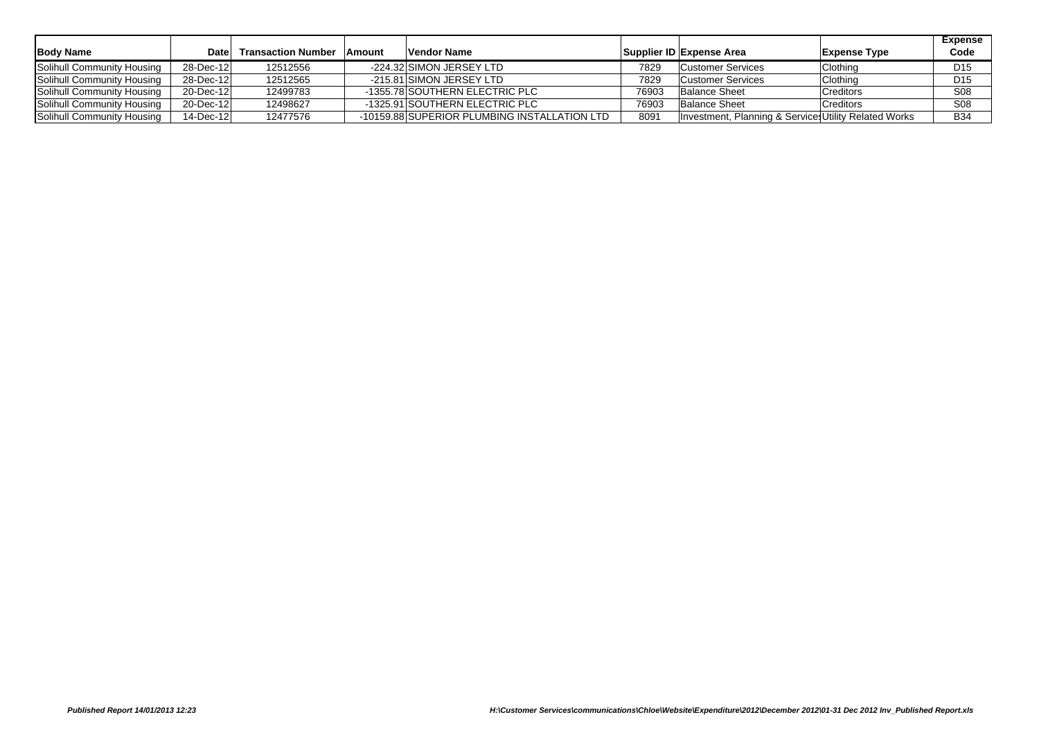| Body Name | Date | Transaction Number | Amount | Vendor Name | Supplier ID | Expense Area | Expense Type | Expense Code |
|---|---|---|---|---|---|---|---|---|
| Solihull Community Housing | 28-Dec-12 | 12512556 | -224.32 | SIMON JERSEY LTD | 7829 | Customer Services | Clothing | D15 |
| Solihull Community Housing | 28-Dec-12 | 12512565 | -215.81 | SIMON JERSEY LTD | 7829 | Customer Services | Clothing | D15 |
| Solihull Community Housing | 20-Dec-12 | 12499783 | -1355.78 | SOUTHERN ELECTRIC PLC | 76903 | Balance Sheet | Creditors | S08 |
| Solihull Community Housing | 20-Dec-12 | 12498627 | -1325.91 | SOUTHERN ELECTRIC PLC | 76903 | Balance Sheet | Creditors | S08 |
| Solihull Community Housing | 14-Dec-12 | 12477576 | -10159.88 | SUPERIOR PLUMBING INSTALLATION LTD | 8091 | Investment, Planning & Services | Utility Related Works | B34 |